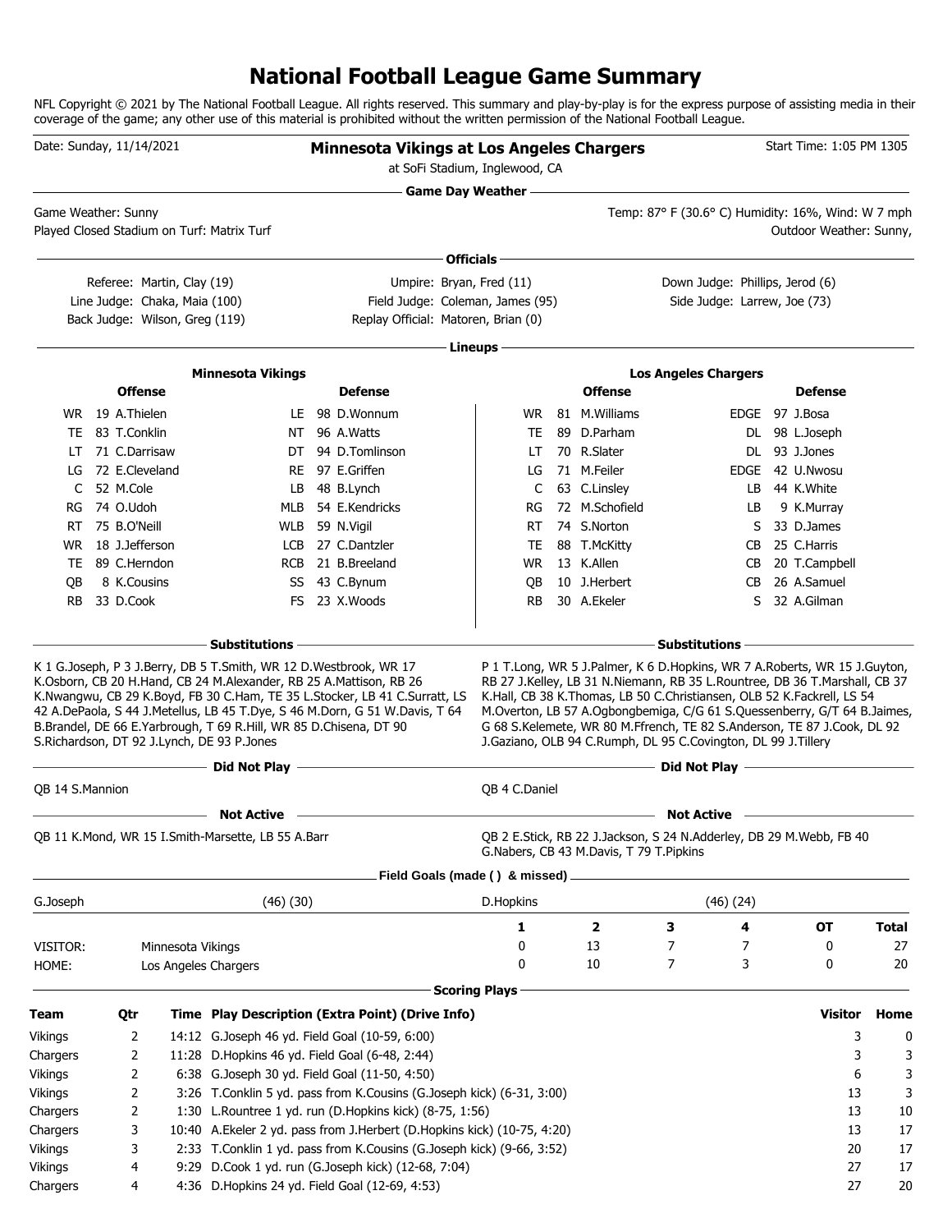# National Football League Game Summary

NFL Copyright © 2021 by The National Football League. All rights reserved. This summary and play-by-play is for the express purpose of assisting media in their coverage of the game; any other use of this material is prohibited without the written permission of the National Football League.

Date: Sunday, 11/14/2021

**Minnesota Vikings at Los Angeles Chargers**
at SoFi Stadium, Inglewood, CA

Start Time: 1:05 PM 1305

## Game Day Weather

Game Weather: Sunny
Played Closed Stadium on Turf: Matrix Turf

Temp: 87° F (30.6° C) Humidity: 16%, Wind: W 7 mph
Outdoor Weather: Sunny,

## Officials

Referee: Martin, Clay (19)
Line Judge: Chaka, Maia (100)
Back Judge: Wilson, Greg (119)
Umpire: Bryan, Fred (11)
Field Judge: Coleman, James (95)
Replay Official: Matoren, Brian (0)
Down Judge: Phillips, Jerod (6)
Side Judge: Larrew, Joe (73)

## Lineups

### Minnesota Vikings

| Offense | | | Defense | | |
|---|---|---|---|---|---|
| WR | 19 | A.Thielen | LE | 98 | D.Wonnum |
| TE | 83 | T.Conklin | NT | 96 | A.Watts |
| LT | 71 | C.Darrisaw | DT | 94 | D.Tomlinson |
| LG | 72 | E.Cleveland | RE | 97 | E.Griffen |
| C | 52 | M.Cole | LB | 48 | B.Lynch |
| RG | 74 | O.Udoh | MLB | 54 | E.Kendricks |
| RT | 75 | B.O'Neill | WLB | 59 | N.Vigil |
| WR | 18 | J.Jefferson | LCB | 27 | C.Dantzler |
| TE | 89 | C.Herndon | RCB | 21 | B.Breeland |
| QB | 8 | K.Cousins | SS | 43 | C.Bynum |
| RB | 33 | D.Cook | FS | 23 | X.Woods |

### Los Angeles Chargers

| Offense | | | Defense | | |
|---|---|---|---|---|---|
| WR | 81 | M.Williams | EDGE | 97 | J.Bosa |
| TE | 89 | D.Parham | DL | 98 | L.Joseph |
| LT | 70 | R.Slater | DL | 93 | J.Jones |
| LG | 71 | M.Feiler | EDGE | 42 | U.Nwosu |
| C | 63 | C.Linsley | LB | 44 | K.White |
| RG | 72 | M.Schofield | LB | 9 | K.Murray |
| RT | 74 | S.Norton | S | 33 | D.James |
| TE | 88 | T.McKitty | CB | 25 | C.Harris |
| WR | 13 | K.Allen | CB | 20 | T.Campbell |
| QB | 10 | J.Herbert | CB | 26 | A.Samuel |
| RB | 30 | A.Ekeler | S | 32 | A.Gilman |

## Substitutions

**Minnesota Vikings:** K 1 G.Joseph, P 3 J.Berry, DB 5 T.Smith, WR 12 D.Westbrook, WR 17 K.Osborn, CB 20 H.Hand, CB 24 M.Alexander, RB 25 A.Mattison, RB 26 K.Nwangwu, CB 29 K.Boyd, FB 30 C.Ham, TE 35 L.Stocker, LB 41 C.Surratt, LS 42 A.DePaola, S 44 J.Metellus, LB 45 T.Dye, S 46 M.Dorn, G 51 W.Davis, T 64 B.Brandel, DE 66 E.Yarbrough, T 69 R.Hill, WR 85 D.Chisena, DT 90 S.Richardson, DT 92 J.Lynch, DE 93 P.Jones

**Los Angeles Chargers:** P 1 T.Long, WR 5 J.Palmer, K 6 D.Hopkins, WR 7 A.Roberts, WR 15 J.Guyton, RB 27 J.Kelley, LB 31 N.Niemann, RB 35 L.Rountree, DB 36 T.Marshall, CB 37 K.Hall, CB 38 K.Thomas, LB 50 C.Christiansen, OLB 52 K.Fackrell, LS 54 M.Overton, LB 57 A.Ogbongbemiga, C/G 61 S.Quessenberry, G/T 64 B.Jaimes, G 68 S.Kelemete, WR 80 M.Ffrench, TE 82 S.Anderson, TE 87 J.Cook, DL 92 J.Gaziano, OLB 94 C.Rumph, DL 95 C.Covington, DL 99 J.Tillery

## Did Not Play

**Minnesota Vikings:** QB 14 S.Mannion

**Los Angeles Chargers:** QB 4 C.Daniel

## Not Active

**Minnesota Vikings:** QB 11 K.Mond, WR 15 I.Smith-Marsette, LB 55 A.Barr

**Los Angeles Chargers:** QB 2 E.Stick, RB 22 J.Jackson, S 24 N.Adderley, DB 29 M.Webb, FB 40 G.Nabers, CB 43 M.Davis, T 79 T.Pipkins

## Field Goals (made ( ) & missed)

| Kicker | Field Goals |
|---|---|
| G.Joseph | (46) (30) |
| D.Hopkins | (46) (24) |

| | | 1 | 2 | 3 | 4 | OT | Total |
|---|---|---|---|---|---|---|---|
| VISITOR: | Minnesota Vikings | 0 | 13 | 7 | 7 | 0 | 27 |
| HOME: | Los Angeles Chargers | 0 | 10 | 7 | 3 | 0 | 20 |

## Scoring Plays

| Team | Qtr | Time | Play Description (Extra Point) (Drive Info) | Visitor | Home |
|---|---|---|---|---|---|
| Vikings | 2 | 14:12 | G.Joseph 46 yd. Field Goal (10-59, 6:00) | 3 | 0 |
| Chargers | 2 | 11:28 | D.Hopkins 46 yd. Field Goal (6-48, 2:44) | 3 | 3 |
| Vikings | 2 | 6:38 | G.Joseph 30 yd. Field Goal (11-50, 4:50) | 6 | 3 |
| Vikings | 2 | 3:26 | T.Conklin 5 yd. pass from K.Cousins (G.Joseph kick) (6-31, 3:00) | 13 | 3 |
| Chargers | 2 | 1:30 | L.Rountree 1 yd. run (D.Hopkins kick) (8-75, 1:56) | 13 | 10 |
| Chargers | 3 | 10:40 | A.Ekeler 2 yd. pass from J.Herbert (D.Hopkins kick) (10-75, 4:20) | 13 | 17 |
| Vikings | 3 | 2:33 | T.Conklin 1 yd. pass from K.Cousins (G.Joseph kick) (9-66, 3:52) | 20 | 17 |
| Vikings | 4 | 9:29 | D.Cook 1 yd. run (G.Joseph kick) (12-68, 7:04) | 27 | 17 |
| Chargers | 4 | 4:36 | D.Hopkins 24 yd. Field Goal (12-69, 4:53) | 27 | 20 |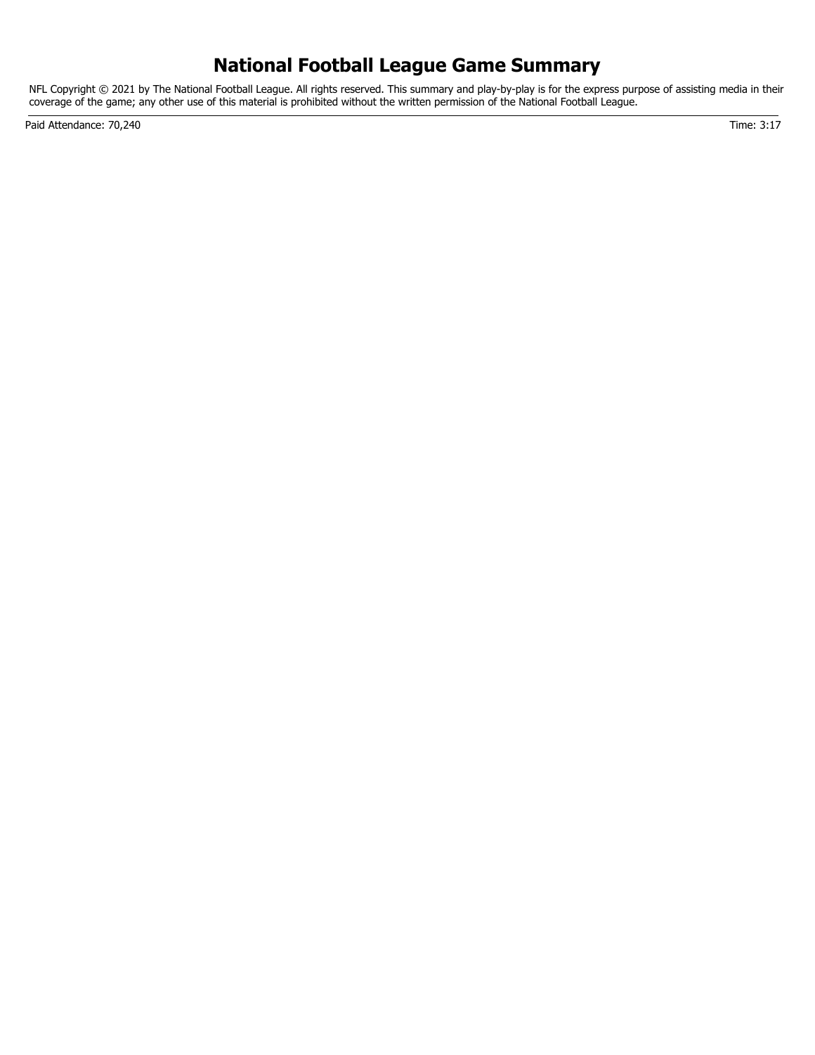# National Football League Game Summary

NFL Copyright © 2021 by The National Football League. All rights reserved. This summary and play-by-play is for the express purpose of assisting media in their coverage of the game; any other use of this material is prohibited without the written permission of the National Football League.

Paid Attendance: 70,240

Time: 3:17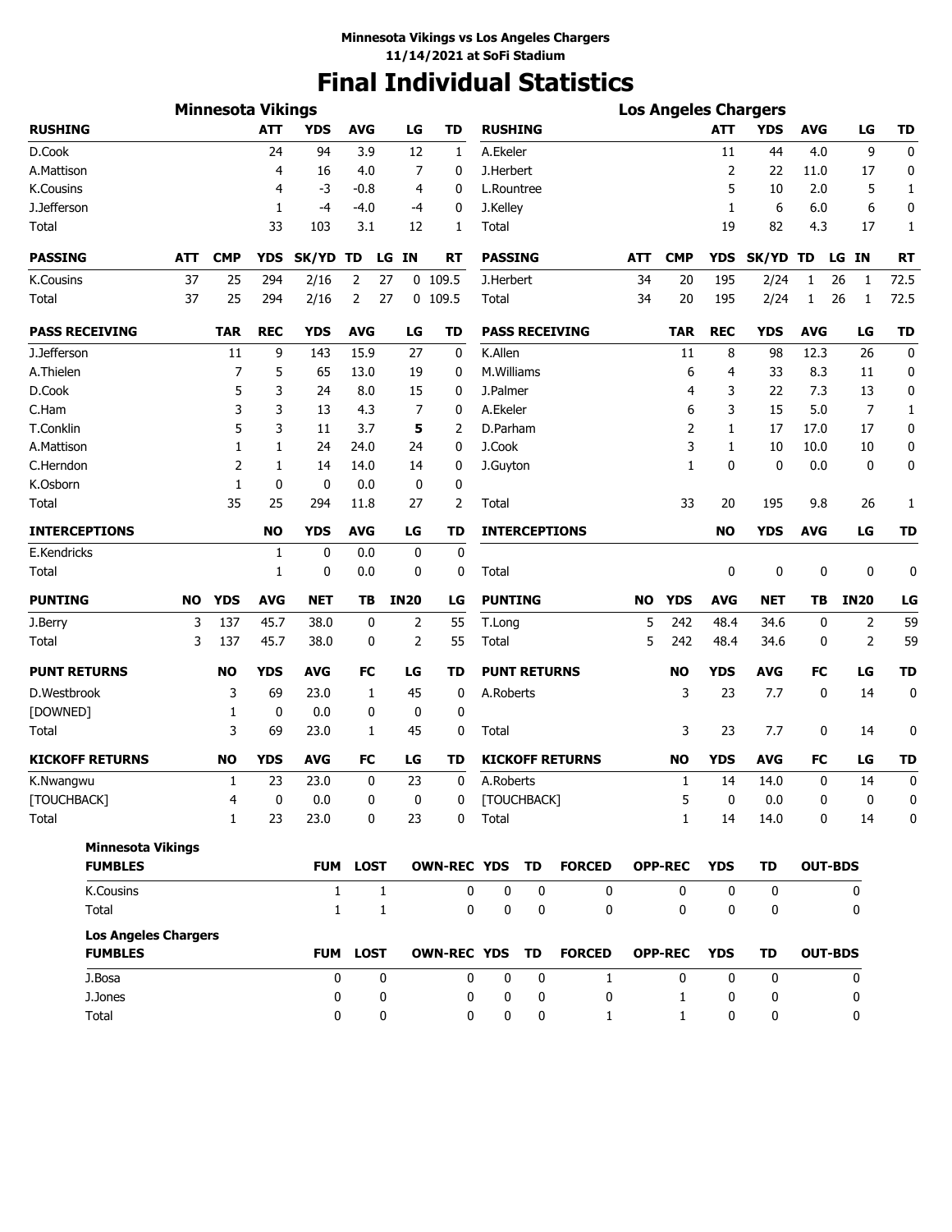**Minnesota Vikings vs Los Angeles Chargers**
**11/14/2021 at SoFi Stadium**

# Final Individual Statistics

## Minnesota Vikings

| RUSHING | ATT | YDS | AVG | LG | TD |
|---|---|---|---|---|---|
| D.Cook | 24 | 94 | 3.9 | 12 | 1 |
| A.Mattison | 4 | 16 | 4.0 | 7 | 0 |
| K.Cousins | 4 | -3 | -0.8 | 4 | 0 |
| J.Jefferson | 1 | -4 | -4.0 | -4 | 0 |
| Total | 33 | 103 | 3.1 | 12 | 1 |

| PASSING | ATT | CMP | YDS | SK/YD | TD | LG | IN | RT |
|---|---|---|---|---|---|---|---|---|
| K.Cousins | 37 | 25 | 294 | 2/16 | 2 | 27 | 0 | 109.5 |
| Total | 37 | 25 | 294 | 2/16 | 2 | 27 | 0 | 109.5 |

| PASS RECEIVING | TAR | REC | YDS | AVG | LG | TD |
|---|---|---|---|---|---|---|
| J.Jefferson | 11 | 9 | 143 | 15.9 | 27 | 0 |
| A.Thielen | 7 | 5 | 65 | 13.0 | 19 | 0 |
| D.Cook | 5 | 3 | 24 | 8.0 | 15 | 0 |
| C.Ham | 3 | 3 | 13 | 4.3 | 7 | 0 |
| T.Conklin | 5 | 3 | 11 | 3.7 | **5** | 2 |
| A.Mattison | 1 | 1 | 24 | 24.0 | 24 | 0 |
| C.Herndon | 2 | 1 | 14 | 14.0 | 14 | 0 |
| K.Osborn | 1 | 0 | 0 | 0.0 | 0 | 0 |
| Total | 35 | 25 | 294 | 11.8 | 27 | 2 |

| INTERCEPTIONS | NO | YDS | AVG | LG | TD |
|---|---|---|---|---|---|
| E.Kendricks | 1 | 0 | 0.0 | 0 | 0 |
| Total | 1 | 0 | 0.0 | 0 | 0 |

| PUNTING | NO | YDS | AVG | NET | TB | IN20 | LG |
|---|---|---|---|---|---|---|---|
| J.Berry | 3 | 137 | 45.7 | 38.0 | 0 | 2 | 55 |
| Total | 3 | 137 | 45.7 | 38.0 | 0 | 2 | 55 |

| PUNT RETURNS | NO | YDS | AVG | FC | LG | TD |
|---|---|---|---|---|---|---|
| D.Westbrook | 3 | 69 | 23.0 | 1 | 45 | 0 |
| [DOWNED] | 1 | 0 | 0.0 | 0 | 0 | 0 |
| Total | 3 | 69 | 23.0 | 1 | 45 | 0 |

| KICKOFF RETURNS | NO | YDS | AVG | FC | LG | TD |
|---|---|---|---|---|---|---|
| K.Nwangwu | 1 | 23 | 23.0 | 0 | 23 | 0 |
| [TOUCHBACK] | 4 | 0 | 0.0 | 0 | 0 | 0 |
| Total | 1 | 23 | 23.0 | 0 | 23 | 0 |

## Los Angeles Chargers

| RUSHING | ATT | YDS | AVG | LG | TD |
|---|---|---|---|---|---|
| A.Ekeler | 11 | 44 | 4.0 | 9 | 0 |
| J.Herbert | 2 | 22 | 11.0 | 17 | 0 |
| L.Rountree | 5 | 10 | 2.0 | 5 | 1 |
| J.Kelley | 1 | 6 | 6.0 | 6 | 0 |
| Total | 19 | 82 | 4.3 | 17 | 1 |

| PASSING | ATT | CMP | YDS | SK/YD | TD | LG | IN | RT |
|---|---|---|---|---|---|---|---|---|
| J.Herbert | 34 | 20 | 195 | 2/24 | 1 | 26 | 1 | 72.5 |
| Total | 34 | 20 | 195 | 2/24 | 1 | 26 | 1 | 72.5 |

| PASS RECEIVING | TAR | REC | YDS | AVG | LG | TD |
|---|---|---|---|---|---|---|
| K.Allen | 11 | 8 | 98 | 12.3 | 26 | 0 |
| M.Williams | 6 | 4 | 33 | 8.3 | 11 | 0 |
| J.Palmer | 4 | 3 | 22 | 7.3 | 13 | 0 |
| A.Ekeler | 6 | 3 | 15 | 5.0 | 7 | 1 |
| D.Parham | 2 | 1 | 17 | 17.0 | 17 | 0 |
| J.Cook | 3 | 1 | 10 | 10.0 | 10 | 0 |
| J.Guyton | 1 | 0 | 0 | 0.0 | 0 | 0 |
| Total | 33 | 20 | 195 | 9.8 | 26 | 1 |

| INTERCEPTIONS | NO | YDS | AVG | LG | TD |
|---|---|---|---|---|---|
| Total | 0 | 0 | 0 | 0 | 0 |

| PUNTING | NO | YDS | AVG | NET | TB | IN20 | LG |
|---|---|---|---|---|---|---|---|
| T.Long | 5 | 242 | 48.4 | 34.6 | 0 | 2 | 59 |
| Total | 5 | 242 | 48.4 | 34.6 | 0 | 2 | 59 |

| PUNT RETURNS | NO | YDS | AVG | FC | LG | TD |
|---|---|---|---|---|---|---|
| A.Roberts | 3 | 23 | 7.7 | 0 | 14 | 0 |
| Total | 3 | 23 | 7.7 | 0 | 14 | 0 |

| KICKOFF RETURNS | NO | YDS | AVG | FC | LG | TD |
|---|---|---|---|---|---|---|
| A.Roberts | 1 | 14 | 14.0 | 0 | 14 | 0 |
| [TOUCHBACK] | 5 | 0 | 0.0 | 0 | 0 | 0 |
| Total | 1 | 14 | 14.0 | 0 | 14 | 0 |

## Minnesota Vikings

| FUMBLES | FUM | LOST | OWN-REC | YDS | TD | FORCED | OPP-REC | YDS | TD | OUT-BDS |
|---|---|---|---|---|---|---|---|---|---|---|
| K.Cousins | 1 | 1 | 0 | 0 | 0 | 0 | 0 | 0 | 0 | 0 |
| Total | 1 | 1 | 0 | 0 | 0 | 0 | 0 | 0 | 0 | 0 |

## Los Angeles Chargers

| FUMBLES | FUM | LOST | OWN-REC | YDS | TD | FORCED | OPP-REC | YDS | TD | OUT-BDS |
|---|---|---|---|---|---|---|---|---|---|---|
| J.Bosa | 0 | 0 | 0 | 0 | 0 | 1 | 0 | 0 | 0 | 0 |
| J.Jones | 0 | 0 | 0 | 0 | 0 | 0 | 1 | 0 | 0 | 0 |
| Total | 0 | 0 | 0 | 0 | 0 | 1 | 1 | 0 | 0 | 0 |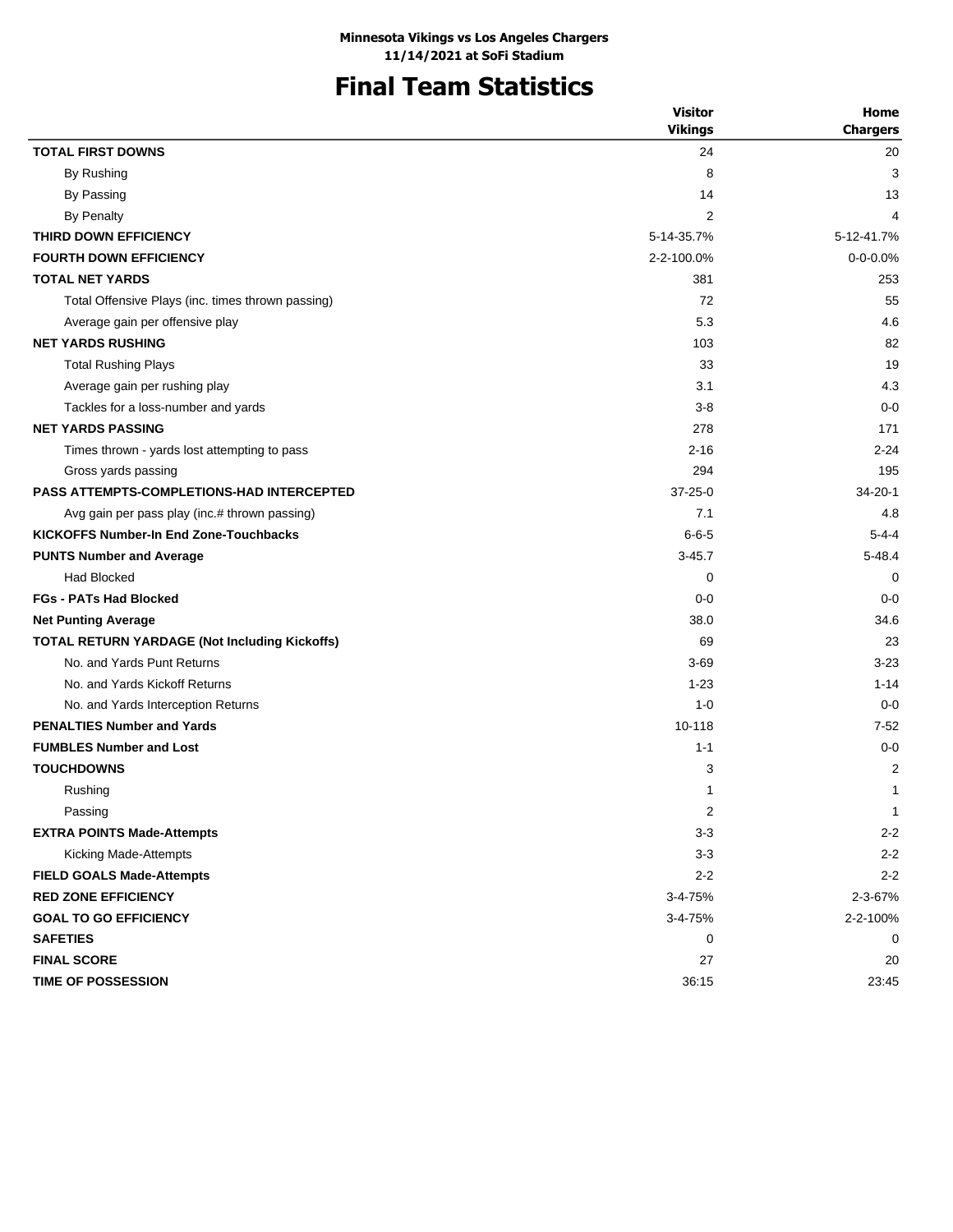**Minnesota Vikings vs Los Angeles Chargers**
**11/14/2021 at SoFi Stadium**

# Final Team Statistics

| | Visitor Vikings | Home Chargers |
|---|---|---|
| **TOTAL FIRST DOWNS** | 24 | 20 |
| By Rushing | 8 | 3 |
| By Passing | 14 | 13 |
| By Penalty | 2 | 4 |
| **THIRD DOWN EFFICIENCY** | 5-14-35.7% | 5-12-41.7% |
| **FOURTH DOWN EFFICIENCY** | 2-2-100.0% | 0-0-0.0% |
| **TOTAL NET YARDS** | 381 | 253 |
| Total Offensive Plays (inc. times thrown passing) | 72 | 55 |
| Average gain per offensive play | 5.3 | 4.6 |
| **NET YARDS RUSHING** | 103 | 82 |
| Total Rushing Plays | 33 | 19 |
| Average gain per rushing play | 3.1 | 4.3 |
| Tackles for a loss-number and yards | 3-8 | 0-0 |
| **NET YARDS PASSING** | 278 | 171 |
| Times thrown - yards lost attempting to pass | 2-16 | 2-24 |
| Gross yards passing | 294 | 195 |
| **PASS ATTEMPTS-COMPLETIONS-HAD INTERCEPTED** | 37-25-0 | 34-20-1 |
| Avg gain per pass play (inc.# thrown passing) | 7.1 | 4.8 |
| **KICKOFFS Number-In End Zone-Touchbacks** | 6-6-5 | 5-4-4 |
| **PUNTS Number and Average** | 3-45.7 | 5-48.4 |
| Had Blocked | 0 | 0 |
| **FGs - PATs Had Blocked** | 0-0 | 0-0 |
| **Net Punting Average** | 38.0 | 34.6 |
| **TOTAL RETURN YARDAGE (Not Including Kickoffs)** | 69 | 23 |
| No. and Yards Punt Returns | 3-69 | 3-23 |
| No. and Yards Kickoff Returns | 1-23 | 1-14 |
| No. and Yards Interception Returns | 1-0 | 0-0 |
| **PENALTIES Number and Yards** | 10-118 | 7-52 |
| **FUMBLES Number and Lost** | 1-1 | 0-0 |
| **TOUCHDOWNS** | 3 | 2 |
| Rushing | 1 | 1 |
| Passing | 2 | 1 |
| **EXTRA POINTS Made-Attempts** | 3-3 | 2-2 |
| Kicking Made-Attempts | 3-3 | 2-2 |
| **FIELD GOALS Made-Attempts** | 2-2 | 2-2 |
| **RED ZONE EFFICIENCY** | 3-4-75% | 2-3-67% |
| **GOAL TO GO EFFICIENCY** | 3-4-75% | 2-2-100% |
| **SAFETIES** | 0 | 0 |
| **FINAL SCORE** | 27 | 20 |
| **TIME OF POSSESSION** | 36:15 | 23:45 |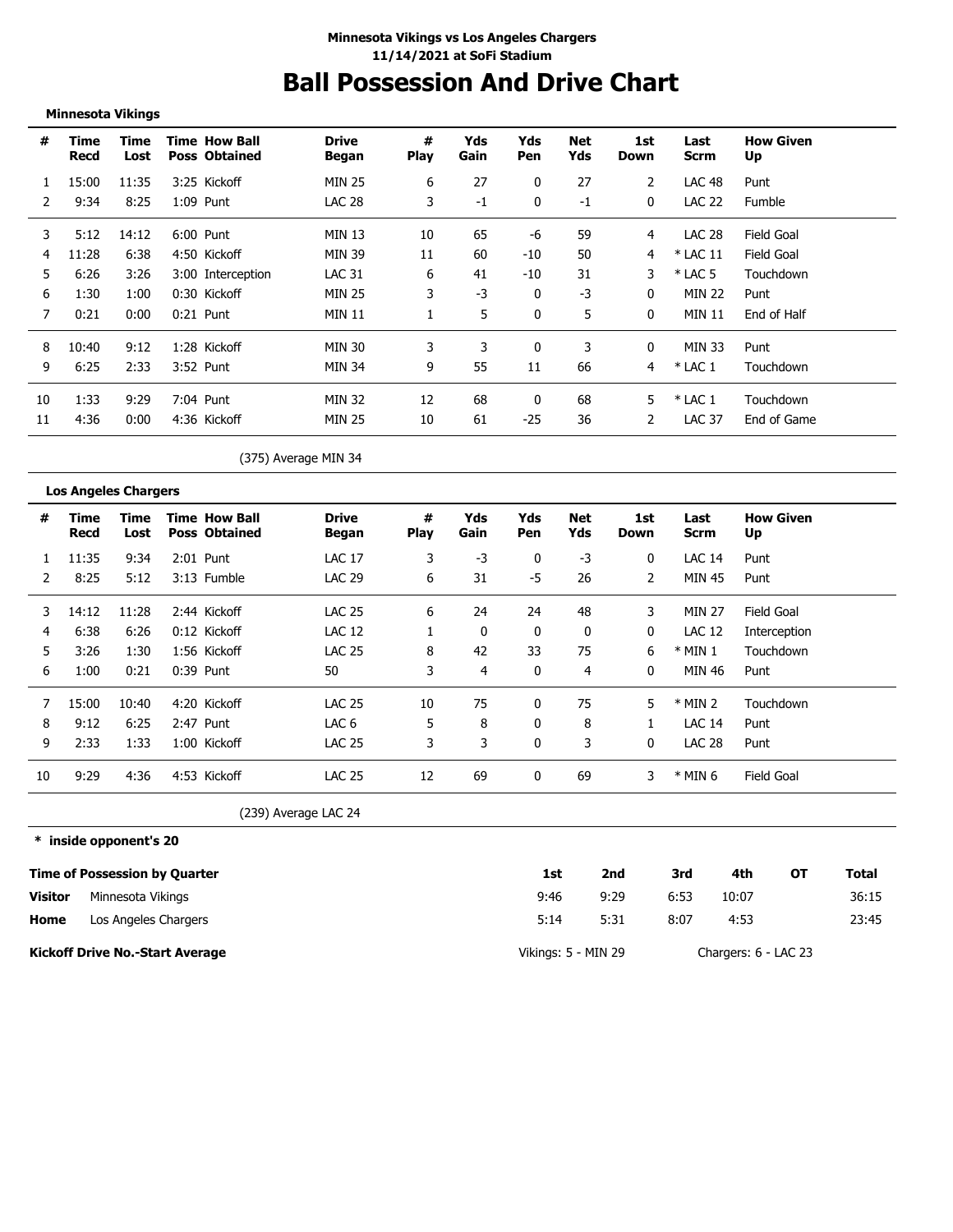**Minnesota Vikings vs Los Angeles Chargers**
**11/14/2021 at SoFi Stadium**

# Ball Possession And Drive Chart

**Minnesota Vikings**

| # | Time Recd | Time Lost | Time Poss | How Ball Obtained | Drive Began | # Play | Yds Gain | Yds Pen | Net Yds | 1st Down | Last Scrm | How Given Up |
|---|---|---|---|---|---|---|---|---|---|---|---|---|
| 1 | 15:00 | 11:35 | 3:25 | Kickoff | MIN 25 | 6 | 27 | 0 | 27 | 2 | LAC 48 | Punt |
| 2 | 9:34 | 8:25 | 1:09 | Punt | LAC 28 | 3 | -1 | 0 | -1 | 0 | LAC 22 | Fumble |
| 3 | 5:12 | 14:12 | 6:00 | Punt | MIN 13 | 10 | 65 | -6 | 59 | 4 | LAC 28 | Field Goal |
| 4 | 11:28 | 6:38 | 4:50 | Kickoff | MIN 39 | 11 | 60 | -10 | 50 | 4 | * LAC 11 | Field Goal |
| 5 | 6:26 | 3:26 | 3:00 | Interception | LAC 31 | 6 | 41 | -10 | 31 | 3 | * LAC 5 | Touchdown |
| 6 | 1:30 | 1:00 | 0:30 | Kickoff | MIN 25 | 3 | -3 | 0 | -3 | 0 | MIN 22 | Punt |
| 7 | 0:21 | 0:00 | 0:21 | Punt | MIN 11 | 1 | 5 | 0 | 5 | 0 | MIN 11 | End of Half |
| 8 | 10:40 | 9:12 | 1:28 | Kickoff | MIN 30 | 3 | 3 | 0 | 3 | 0 | MIN 33 | Punt |
| 9 | 6:25 | 2:33 | 3:52 | Punt | MIN 34 | 9 | 55 | 11 | 66 | 4 | * LAC 1 | Touchdown |
| 10 | 1:33 | 9:29 | 7:04 | Punt | MIN 32 | 12 | 68 | 0 | 68 | 5 | * LAC 1 | Touchdown |
| 11 | 4:36 | 0:00 | 4:36 | Kickoff | MIN 25 | 10 | 61 | -25 | 36 | 2 | LAC 37 | End of Game |

(375) Average MIN 34

**Los Angeles Chargers**

| # | Time Recd | Time Lost | Time Poss | How Ball Obtained | Drive Began | # Play | Yds Gain | Yds Pen | Net Yds | 1st Down | Last Scrm | How Given Up |
|---|---|---|---|---|---|---|---|---|---|---|---|---|
| 1 | 11:35 | 9:34 | 2:01 | Punt | LAC 17 | 3 | -3 | 0 | -3 | 0 | LAC 14 | Punt |
| 2 | 8:25 | 5:12 | 3:13 | Fumble | LAC 29 | 6 | 31 | -5 | 26 | 2 | MIN 45 | Punt |
| 3 | 14:12 | 11:28 | 2:44 | Kickoff | LAC 25 | 6 | 24 | 24 | 48 | 3 | MIN 27 | Field Goal |
| 4 | 6:38 | 6:26 | 0:12 | Kickoff | LAC 12 | 1 | 0 | 0 | 0 | 0 | LAC 12 | Interception |
| 5 | 3:26 | 1:30 | 1:56 | Kickoff | LAC 25 | 8 | 42 | 33 | 75 | 6 | * MIN 1 | Touchdown |
| 6 | 1:00 | 0:21 | 0:39 | Punt | 50 | 3 | 4 | 0 | 4 | 0 | MIN 46 | Punt |
| 7 | 15:00 | 10:40 | 4:20 | Kickoff | LAC 25 | 10 | 75 | 0 | 75 | 5 | * MIN 2 | Touchdown |
| 8 | 9:12 | 6:25 | 2:47 | Punt | LAC 6 | 5 | 8 | 0 | 8 | 1 | LAC 14 | Punt |
| 9 | 2:33 | 1:33 | 1:00 | Kickoff | LAC 25 | 3 | 3 | 0 | 3 | 0 | LAC 28 | Punt |
| 10 | 9:29 | 4:36 | 4:53 | Kickoff | LAC 25 | 12 | 69 | 0 | 69 | 3 | * MIN 6 | Field Goal |

(239) Average LAC 24

**\* inside opponent's 20**

| Time of Possession by Quarter | | 1st | 2nd | 3rd | 4th | OT | Total |
|---|---|---|---|---|---|---|---|
| **Visitor** | Minnesota Vikings | 9:46 | 9:29 | 6:53 | 10:07 | | 36:15 |
| **Home** | Los Angeles Chargers | 5:14 | 5:31 | 8:07 | 4:53 | | 23:45 |

**Kickoff Drive No.-Start Average** Vikings: 5 - MIN 29 Chargers: 6 - LAC 23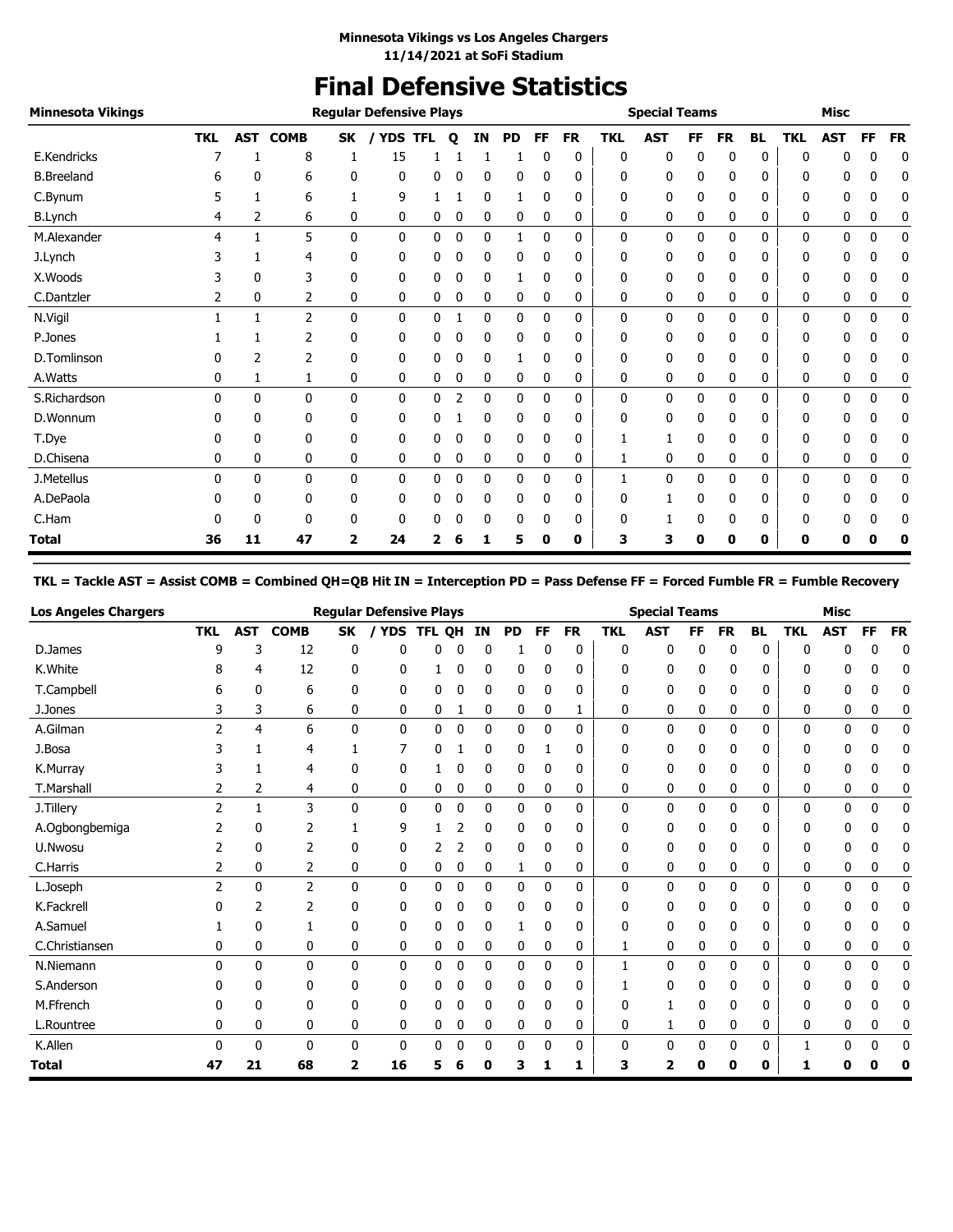**Minnesota Vikings vs Los Angeles Chargers**
**11/14/2021 at SoFi Stadium**

# Final Defensive Statistics

| Minnesota Vikings | Regular Defensive Plays | | | | | | | | | | | Special Teams | | | | | | Misc | | | |
|---|---|---|---|---|---|---|---|---|---|---|---|---|---|---|---|---|---|---|---|---|---|
| | TKL | AST | COMB | SK | / YDS | TFL | Q | IN | PD | FF | FR | TKL | AST | FF | FR | BL | TKL | AST | FF | FR |
| E.Kendricks | 7 | 1 | 8 | 1 | 15 | 1 | 1 | 1 | 1 | 0 | 0 | 0 | 0 | 0 | 0 | 0 | 0 | 0 | 0 | 0 |
| B.Breeland | 6 | 0 | 6 | 0 | 0 | 0 | 0 | 0 | 0 | 0 | 0 | 0 | 0 | 0 | 0 | 0 | 0 | 0 | 0 | 0 |
| C.Bynum | 5 | 1 | 6 | 1 | 9 | 1 | 1 | 0 | 1 | 0 | 0 | 0 | 0 | 0 | 0 | 0 | 0 | 0 | 0 | 0 |
| B.Lynch | 4 | 2 | 6 | 0 | 0 | 0 | 0 | 0 | 0 | 0 | 0 | 0 | 0 | 0 | 0 | 0 | 0 | 0 | 0 | 0 |
| M.Alexander | 4 | 1 | 5 | 0 | 0 | 0 | 0 | 0 | 1 | 0 | 0 | 0 | 0 | 0 | 0 | 0 | 0 | 0 | 0 | 0 |
| J.Lynch | 3 | 1 | 4 | 0 | 0 | 0 | 0 | 0 | 0 | 0 | 0 | 0 | 0 | 0 | 0 | 0 | 0 | 0 | 0 | 0 |
| X.Woods | 3 | 0 | 3 | 0 | 0 | 0 | 0 | 0 | 1 | 0 | 0 | 0 | 0 | 0 | 0 | 0 | 0 | 0 | 0 | 0 |
| C.Dantzler | 2 | 0 | 2 | 0 | 0 | 0 | 0 | 0 | 0 | 0 | 0 | 0 | 0 | 0 | 0 | 0 | 0 | 0 | 0 | 0 |
| N.Vigil | 1 | 1 | 2 | 0 | 0 | 0 | 1 | 0 | 0 | 0 | 0 | 0 | 0 | 0 | 0 | 0 | 0 | 0 | 0 | 0 |
| P.Jones | 1 | 1 | 2 | 0 | 0 | 0 | 0 | 0 | 0 | 0 | 0 | 0 | 0 | 0 | 0 | 0 | 0 | 0 | 0 | 0 |
| D.Tomlinson | 0 | 2 | 2 | 0 | 0 | 0 | 0 | 0 | 1 | 0 | 0 | 0 | 0 | 0 | 0 | 0 | 0 | 0 | 0 | 0 |
| A.Watts | 0 | 1 | 1 | 0 | 0 | 0 | 0 | 0 | 0 | 0 | 0 | 0 | 0 | 0 | 0 | 0 | 0 | 0 | 0 | 0 |
| S.Richardson | 0 | 0 | 0 | 0 | 0 | 0 | 2 | 0 | 0 | 0 | 0 | 0 | 0 | 0 | 0 | 0 | 0 | 0 | 0 | 0 |
| D.Wonnum | 0 | 0 | 0 | 0 | 0 | 0 | 1 | 0 | 0 | 0 | 0 | 0 | 0 | 0 | 0 | 0 | 0 | 0 | 0 | 0 |
| T.Dye | 0 | 0 | 0 | 0 | 0 | 0 | 0 | 0 | 0 | 0 | 0 | 1 | 1 | 0 | 0 | 0 | 0 | 0 | 0 | 0 |
| D.Chisena | 0 | 0 | 0 | 0 | 0 | 0 | 0 | 0 | 0 | 0 | 0 | 1 | 0 | 0 | 0 | 0 | 0 | 0 | 0 | 0 |
| J.Metellus | 0 | 0 | 0 | 0 | 0 | 0 | 0 | 0 | 0 | 0 | 0 | 1 | 0 | 0 | 0 | 0 | 0 | 0 | 0 | 0 |
| A.DePaola | 0 | 0 | 0 | 0 | 0 | 0 | 0 | 0 | 0 | 0 | 0 | 0 | 1 | 0 | 0 | 0 | 0 | 0 | 0 | 0 |
| C.Ham | 0 | 0 | 0 | 0 | 0 | 0 | 0 | 0 | 0 | 0 | 0 | 0 | 1 | 0 | 0 | 0 | 0 | 0 | 0 | 0 |
| **Total** | **36** | **11** | **47** | **2** | **24** | **2** | **6** | **1** | **5** | **0** | **0** | **3** | **3** | **0** | **0** | **0** | **0** | **0** | **0** | **0** |

**TKL = Tackle AST = Assist COMB = Combined QH=QB Hit IN = Interception PD = Pass Defense FF = Forced Fumble FR = Fumble Recovery**

| Los Angeles Chargers | Regular Defensive Plays | | | | | | | | | | | Special Teams | | | | | | Misc | | | |
|---|---|---|---|---|---|---|---|---|---|---|---|---|---|---|---|---|---|---|---|---|---|
| | TKL | AST | COMB | SK | / YDS | TFL | QH | IN | PD | FF | FR | TKL | AST | FF | FR | BL | TKL | AST | FF | FR |
| D.James | 9 | 3 | 12 | 0 | 0 | 0 | 0 | 0 | 1 | 0 | 0 | 0 | 0 | 0 | 0 | 0 | 0 | 0 | 0 | 0 |
| K.White | 8 | 4 | 12 | 0 | 0 | 1 | 0 | 0 | 0 | 0 | 0 | 0 | 0 | 0 | 0 | 0 | 0 | 0 | 0 | 0 |
| T.Campbell | 6 | 0 | 6 | 0 | 0 | 0 | 0 | 0 | 0 | 0 | 0 | 0 | 0 | 0 | 0 | 0 | 0 | 0 | 0 | 0 |
| J.Jones | 3 | 3 | 6 | 0 | 0 | 0 | 1 | 0 | 0 | 0 | 1 | 0 | 0 | 0 | 0 | 0 | 0 | 0 | 0 | 0 |
| A.Gilman | 2 | 4 | 6 | 0 | 0 | 0 | 0 | 0 | 0 | 0 | 0 | 0 | 0 | 0 | 0 | 0 | 0 | 0 | 0 | 0 |
| J.Bosa | 3 | 1 | 4 | 1 | 7 | 0 | 1 | 0 | 0 | 1 | 0 | 0 | 0 | 0 | 0 | 0 | 0 | 0 | 0 | 0 |
| K.Murray | 3 | 1 | 4 | 0 | 0 | 1 | 0 | 0 | 0 | 0 | 0 | 0 | 0 | 0 | 0 | 0 | 0 | 0 | 0 | 0 |
| T.Marshall | 2 | 2 | 4 | 0 | 0 | 0 | 0 | 0 | 0 | 0 | 0 | 0 | 0 | 0 | 0 | 0 | 0 | 0 | 0 | 0 |
| J.Tillery | 2 | 1 | 3 | 0 | 0 | 0 | 0 | 0 | 0 | 0 | 0 | 0 | 0 | 0 | 0 | 0 | 0 | 0 | 0 | 0 |
| A.Ogbongbemiga | 2 | 0 | 2 | 1 | 9 | 1 | 2 | 0 | 0 | 0 | 0 | 0 | 0 | 0 | 0 | 0 | 0 | 0 | 0 | 0 |
| U.Nwosu | 2 | 0 | 2 | 0 | 0 | 2 | 2 | 0 | 0 | 0 | 0 | 0 | 0 | 0 | 0 | 0 | 0 | 0 | 0 | 0 |
| C.Harris | 2 | 0 | 2 | 0 | 0 | 0 | 0 | 0 | 1 | 0 | 0 | 0 | 0 | 0 | 0 | 0 | 0 | 0 | 0 | 0 |
| L.Joseph | 2 | 0 | 2 | 0 | 0 | 0 | 0 | 0 | 0 | 0 | 0 | 0 | 0 | 0 | 0 | 0 | 0 | 0 | 0 | 0 |
| K.Fackrell | 0 | 2 | 2 | 0 | 0 | 0 | 0 | 0 | 0 | 0 | 0 | 0 | 0 | 0 | 0 | 0 | 0 | 0 | 0 | 0 |
| A.Samuel | 1 | 0 | 1 | 0 | 0 | 0 | 0 | 0 | 1 | 0 | 0 | 0 | 0 | 0 | 0 | 0 | 0 | 0 | 0 | 0 |
| C.Christiansen | 0 | 0 | 0 | 0 | 0 | 0 | 0 | 0 | 0 | 0 | 0 | 1 | 0 | 0 | 0 | 0 | 0 | 0 | 0 | 0 |
| N.Niemann | 0 | 0 | 0 | 0 | 0 | 0 | 0 | 0 | 0 | 0 | 0 | 1 | 0 | 0 | 0 | 0 | 0 | 0 | 0 | 0 |
| S.Anderson | 0 | 0 | 0 | 0 | 0 | 0 | 0 | 0 | 0 | 0 | 0 | 1 | 0 | 0 | 0 | 0 | 0 | 0 | 0 | 0 |
| M.Ffrench | 0 | 0 | 0 | 0 | 0 | 0 | 0 | 0 | 0 | 0 | 0 | 0 | 1 | 0 | 0 | 0 | 0 | 0 | 0 | 0 |
| L.Rountree | 0 | 0 | 0 | 0 | 0 | 0 | 0 | 0 | 0 | 0 | 0 | 0 | 1 | 0 | 0 | 0 | 0 | 0 | 0 | 0 |
| K.Allen | 0 | 0 | 0 | 0 | 0 | 0 | 0 | 0 | 0 | 0 | 0 | 0 | 0 | 0 | 0 | 0 | 1 | 0 | 0 | 0 |
| **Total** | **47** | **21** | **68** | **2** | **16** | **5** | **6** | **0** | **3** | **1** | **1** | **3** | **2** | **0** | **0** | **0** | **1** | **0** | **0** | **0** |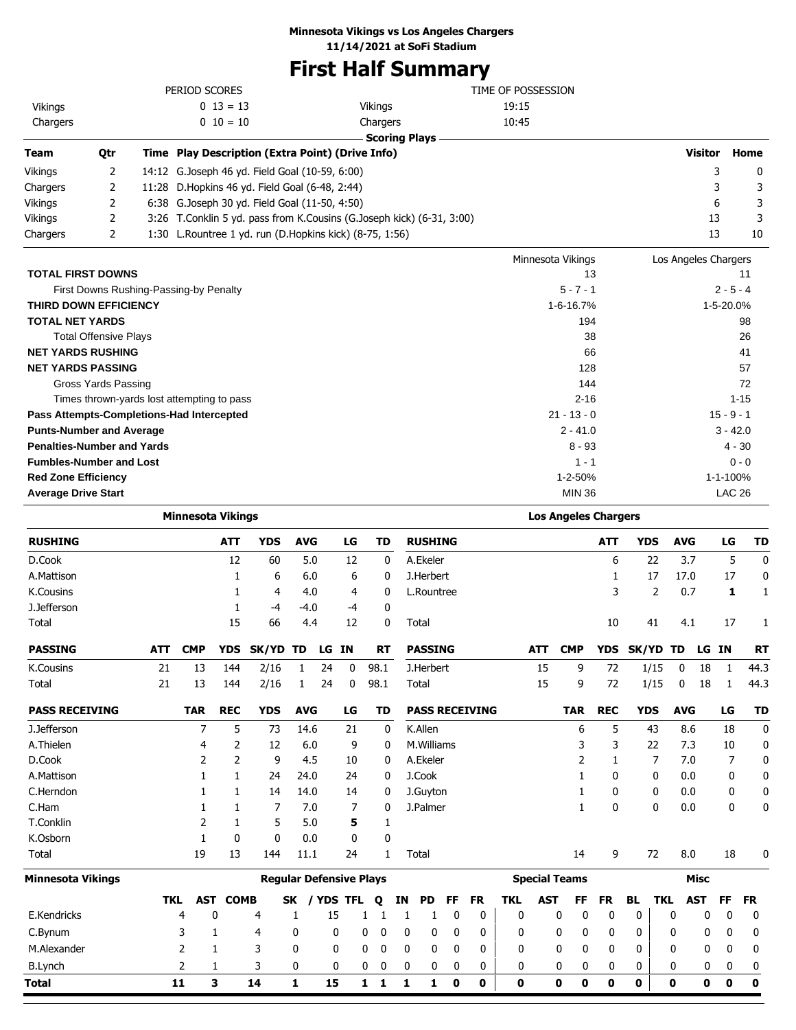**Minnesota Vikings vs Los Angeles Chargers**
**11/14/2021 at SoFi Stadium**

# First Half Summary

| PERIOD SCORES | | | | TIME OF POSSESSION | |
|---|---|---|---|---|---|
| Vikings | 0 | 13 | = 13 | Vikings | 19:15 |
| Chargers | 0 | 10 | = 10 | Chargers | 10:45 |

## Scoring Plays

| Team | Qtr | Time | Play Description (Extra Point) (Drive Info) | Visitor | Home |
|---|---|---|---|---|---|
| Vikings | 2 | 14:12 | G.Joseph 46 yd. Field Goal (10-59, 6:00) | 3 | 0 |
| Chargers | 2 | 11:28 | D.Hopkins 46 yd. Field Goal (6-48, 2:44) | 3 | 3 |
| Vikings | 2 | 6:38 | G.Joseph 30 yd. Field Goal (11-50, 4:50) | 6 | 3 |
| Vikings | 2 | 3:26 | T.Conklin 5 yd. pass from K.Cousins (G.Joseph kick) (6-31, 3:00) | 13 | 3 |
| Chargers | 2 | 1:30 | L.Rountree 1 yd. run (D.Hopkins kick) (8-75, 1:56) | 13 | 10 |

| | Minnesota Vikings | Los Angeles Chargers |
|---|---|---|
| **TOTAL FIRST DOWNS** | 13 | 11 |
| First Downs Rushing-Passing-by Penalty | 5 - 7 - 1 | 2 - 5 - 4 |
| **THIRD DOWN EFFICIENCY** | 1-6-16.7% | 1-5-20.0% |
| **TOTAL NET YARDS** | 194 | 98 |
| Total Offensive Plays | 38 | 26 |
| **NET YARDS RUSHING** | 66 | 41 |
| **NET YARDS PASSING** | 128 | 57 |
| Gross Yards Passing | 144 | 72 |
| Times thrown-yards lost attempting to pass | 2-16 | 1-15 |
| **Pass Attempts-Completions-Had Intercepted** | 21 - 13 - 0 | 15 - 9 - 1 |
| **Punts-Number and Average** | 2 - 41.0 | 3 - 42.0 |
| **Penalties-Number and Yards** | 8 - 93 | 4 - 30 |
| **Fumbles-Number and Lost** | 1 - 1 | 0 - 0 |
| **Red Zone Efficiency** | 1-2-50% | 1-1-100% |
| **Average Drive Start** | MIN 36 | LAC 26 |

## Minnesota Vikings

| RUSHING | ATT | YDS | AVG | LG | TD |
|---|---|---|---|---|---|
| D.Cook | 12 | 60 | 5.0 | 12 | 0 |
| A.Mattison | 1 | 6 | 6.0 | 6 | 0 |
| K.Cousins | 1 | 4 | 4.0 | 4 | 0 |
| J.Jefferson | 1 | -4 | -4.0 | -4 | 0 |
| Total | 15 | 66 | 4.4 | 12 | 0 |

| PASSING | ATT | CMP | YDS | SK/YD | TD | LG | IN | RT |
|---|---|---|---|---|---|---|---|---|
| K.Cousins | 21 | 13 | 144 | 2/16 | 1 | 24 | 0 | 98.1 |
| Total | 21 | 13 | 144 | 2/16 | 1 | 24 | 0 | 98.1 |

| PASS RECEIVING | TAR | REC | YDS | AVG | LG | TD |
|---|---|---|---|---|---|---|
| J.Jefferson | 7 | 5 | 73 | 14.6 | 21 | 0 |
| A.Thielen | 4 | 2 | 12 | 6.0 | 9 | 0 |
| D.Cook | 2 | 2 | 9 | 4.5 | 10 | 0 |
| A.Mattison | 1 | 1 | 24 | 24.0 | 24 | 0 |
| C.Herndon | 1 | 1 | 14 | 14.0 | 14 | 0 |
| C.Ham | 1 | 1 | 7 | 7.0 | 7 | 0 |
| T.Conklin | 2 | 1 | 5 | 5.0 | **5** | 1 |
| K.Osborn | 1 | 0 | 0 | 0.0 | 0 | 0 |
| Total | 19 | 13 | 144 | 11.1 | 24 | 1 |

## Los Angeles Chargers

| RUSHING | ATT | YDS | AVG | LG | TD |
|---|---|---|---|---|---|
| A.Ekeler | 6 | 22 | 3.7 | 5 | 0 |
| J.Herbert | 1 | 17 | 17.0 | 17 | 0 |
| L.Rountree | 3 | 2 | 0.7 | **1** | 1 |
| Total | 10 | 41 | 4.1 | 17 | 1 |

| PASSING | ATT | CMP | YDS | SK/YD | TD | LG | IN | RT |
|---|---|---|---|---|---|---|---|---|
| J.Herbert | 15 | 9 | 72 | 1/15 | 0 | 18 | 1 | 44.3 |
| Total | 15 | 9 | 72 | 1/15 | 0 | 18 | 1 | 44.3 |

| PASS RECEIVING | TAR | REC | YDS | AVG | LG | TD |
|---|---|---|---|---|---|---|
| K.Allen | 6 | 5 | 43 | 8.6 | 18 | 0 |
| M.Williams | 3 | 3 | 22 | 7.3 | 10 | 0 |
| A.Ekeler | 2 | 1 | 7 | 7.0 | 7 | 0 |
| J.Cook | 1 | 0 | 0 | 0.0 | 0 | 0 |
| J.Guyton | 1 | 0 | 0 | 0.0 | 0 | 0 |
| J.Palmer | 1 | 0 | 0 | 0.0 | 0 | 0 |
| Total | 14 | 9 | 72 | 8.0 | 18 | 0 |

## Minnesota Vikings Defense

| | Regular Defensive Plays | | | | | | | | | | | Special Teams | | | | | | Misc | | | |
|---|---|---|---|---|---|---|---|---|---|---|---|---|---|---|---|---|---|---|---|---|---|
| | TKL | AST | COMB | SK | / YDS | TFL | Q | IN | PD | FF | FR | TKL | AST | FF | FR | BL | TKL | AST | FF | FR |
| E.Kendricks | 4 | 0 | 4 | 1 | 15 | 1 | 1 | 1 | 1 | 0 | 0 | 0 | 0 | 0 | 0 | 0 | 0 | 0 | 0 | 0 |
| C.Bynum | 3 | 1 | 4 | 0 | 0 | 0 | 0 | 0 | 0 | 0 | 0 | 0 | 0 | 0 | 0 | 0 | 0 | 0 | 0 | 0 |
| M.Alexander | 2 | 1 | 3 | 0 | 0 | 0 | 0 | 0 | 0 | 0 | 0 | 0 | 0 | 0 | 0 | 0 | 0 | 0 | 0 | 0 |
| B.Lynch | 2 | 1 | 3 | 0 | 0 | 0 | 0 | 0 | 0 | 0 | 0 | 0 | 0 | 0 | 0 | 0 | 0 | 0 | 0 | 0 |
| **Total** | **11** | **3** | **14** | **1** | **15** | **1** | **1** | **1** | **1** | **0** | **0** | **0** | **0** | **0** | **0** | **0** | **0** | **0** | **0** | **0** |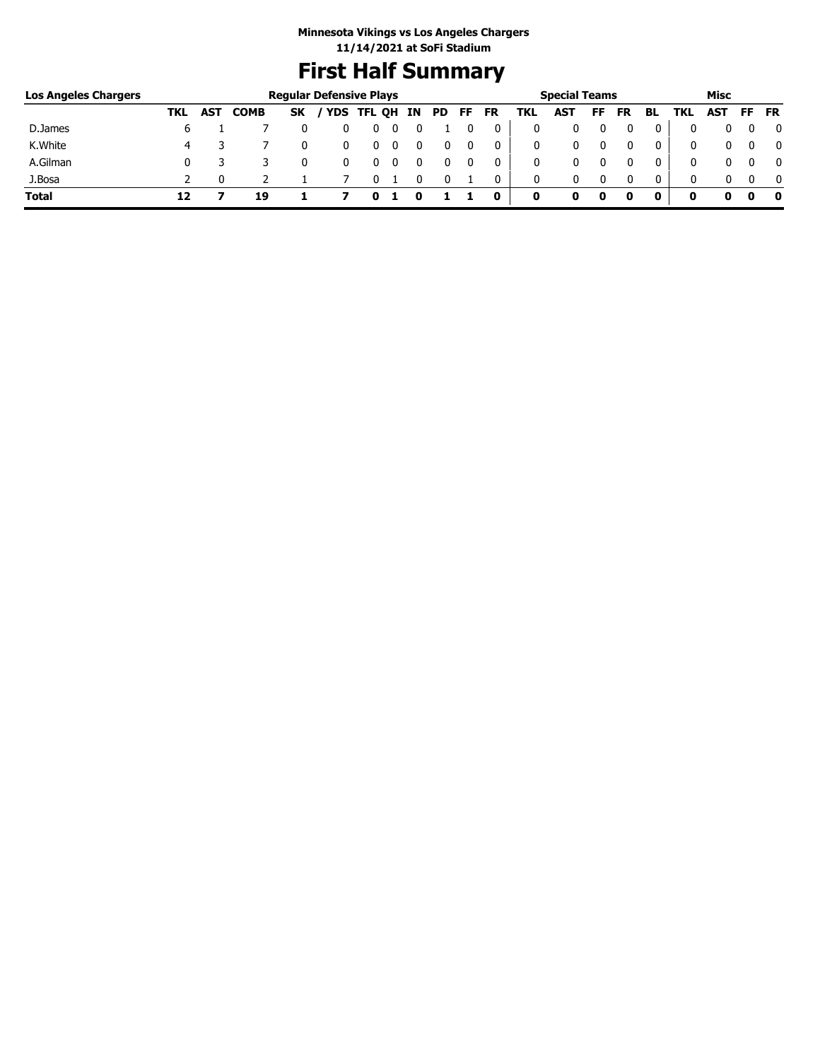**Minnesota Vikings vs Los Angeles Chargers**
**11/14/2021 at SoFi Stadium**

# First Half Summary

| Los Angeles Chargers | Regular Defensive Plays | | | | | | | | | | | Special Teams | | | | | Misc | | | |
|---|---|---|---|---|---|---|---|---|---|---|---|---|---|---|---|---|---|---|---|---|
| | TKL | AST | COMB | SK | / YDS | TFL | QH | IN | PD | FF | FR | TKL | AST | FF | FR | BL | TKL | AST | FF | FR |
| D.James | 6 | 1 | 7 | 0 | 0 | 0 | 0 | 0 | 1 | 0 | 0 | 0 | 0 | 0 | 0 | 0 | 0 | 0 | 0 | 0 |
| K.White | 4 | 3 | 7 | 0 | 0 | 0 | 0 | 0 | 0 | 0 | 0 | 0 | 0 | 0 | 0 | 0 | 0 | 0 | 0 | 0 |
| A.Gilman | 0 | 3 | 3 | 0 | 0 | 0 | 0 | 0 | 0 | 0 | 0 | 0 | 0 | 0 | 0 | 0 | 0 | 0 | 0 | 0 |
| J.Bosa | 2 | 0 | 2 | 1 | 7 | 0 | 1 | 0 | 0 | 1 | 0 | 0 | 0 | 0 | 0 | 0 | 0 | 0 | 0 | 0 |
| **Total** | **12** | **7** | **19** | **1** | **7** | **0** | **1** | **0** | **1** | **1** | **0** | **0** | **0** | **0** | **0** | **0** | **0** | **0** | **0** | **0** |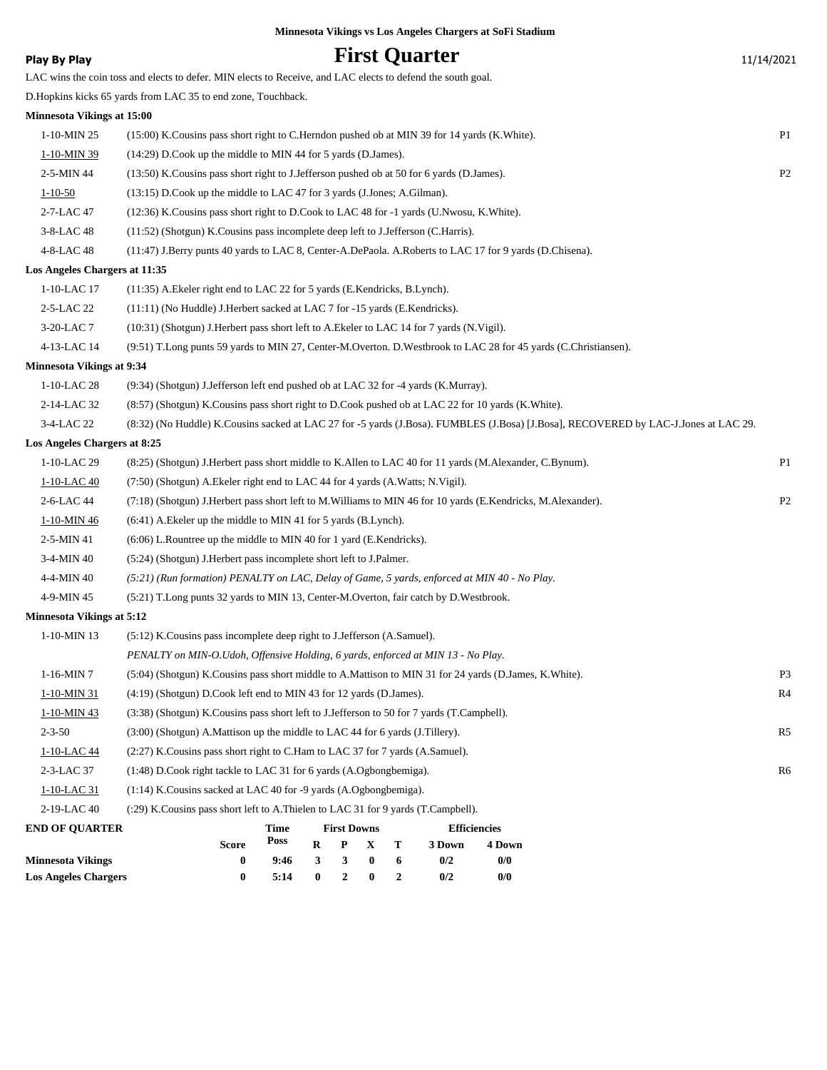Minnesota Vikings vs Los Angeles Chargers at SoFi Stadium

**Play By Play**

# First Quarter

11/14/2021

LAC wins the coin toss and elects to defer. MIN elects to Receive, and LAC elects to defend the south goal.

D.Hopkins kicks 65 yards from LAC 35 to end zone, Touchback.

**Minnesota Vikings at 15:00**

| | | |
|---|---|---|
| 1-10-MIN 25 | (15:00) K.Cousins pass short right to C.Herndon pushed ob at MIN 39 for 14 yards (K.White). | P1 |
| 1-10-MIN 39 | (14:29) D.Cook up the middle to MIN 44 for 5 yards (D.James). | |
| 2-5-MIN 44 | (13:50) K.Cousins pass short right to J.Jefferson pushed ob at 50 for 6 yards (D.James). | P2 |
| 1-10-50 | (13:15) D.Cook up the middle to LAC 47 for 3 yards (J.Jones; A.Gilman). | |
| 2-7-LAC 47 | (12:36) K.Cousins pass short right to D.Cook to LAC 48 for -1 yards (U.Nwosu, K.White). | |
| 3-8-LAC 48 | (11:52) (Shotgun) K.Cousins pass incomplete deep left to J.Jefferson (C.Harris). | |
| 4-8-LAC 48 | (11:47) J.Berry punts 40 yards to LAC 8, Center-A.DePaola. A.Roberts to LAC 17 for 9 yards (D.Chisena). | |

**Los Angeles Chargers at 11:35**

| | | |
|---|---|---|
| 1-10-LAC 17 | (11:35) A.Ekeler right end to LAC 22 for 5 yards (E.Kendricks, B.Lynch). | |
| 2-5-LAC 22 | (11:11) (No Huddle) J.Herbert sacked at LAC 7 for -15 yards (E.Kendricks). | |
| 3-20-LAC 7 | (10:31) (Shotgun) J.Herbert pass short left to A.Ekeler to LAC 14 for 7 yards (N.Vigil). | |
| 4-13-LAC 14 | (9:51) T.Long punts 59 yards to MIN 27, Center-M.Overton. D.Westbrook to LAC 28 for 45 yards (C.Christiansen). | |

**Minnesota Vikings at 9:34**

| | | |
|---|---|---|
| 1-10-LAC 28 | (9:34) (Shotgun) J.Jefferson left end pushed ob at LAC 32 for -4 yards (K.Murray). | |
| 2-14-LAC 32 | (8:57) (Shotgun) K.Cousins pass short right to D.Cook pushed ob at LAC 22 for 10 yards (K.White). | |
| 3-4-LAC 22 | (8:32) (No Huddle) K.Cousins sacked at LAC 27 for -5 yards (J.Bosa). FUMBLES (J.Bosa) [J.Bosa], RECOVERED by LAC-J.Jones at LAC 29. | |

**Los Angeles Chargers at 8:25**

| | | |
|---|---|---|
| 1-10-LAC 29 | (8:25) (Shotgun) J.Herbert pass short middle to K.Allen to LAC 40 for 11 yards (M.Alexander, C.Bynum). | P1 |
| 1-10-LAC 40 | (7:50) (Shotgun) A.Ekeler right end to LAC 44 for 4 yards (A.Watts; N.Vigil). | |
| 2-6-LAC 44 | (7:18) (Shotgun) J.Herbert pass short left to M.Williams to MIN 46 for 10 yards (E.Kendricks, M.Alexander). | P2 |
| 1-10-MIN 46 | (6:41) A.Ekeler up the middle to MIN 41 for 5 yards (B.Lynch). | |
| 2-5-MIN 41 | (6:06) L.Rountree up the middle to MIN 40 for 1 yard (E.Kendricks). | |
| 3-4-MIN 40 | (5:24) (Shotgun) J.Herbert pass incomplete short left to J.Palmer. | |
| 4-4-MIN 40 | *(5:21) (Run formation) PENALTY on LAC, Delay of Game, 5 yards, enforced at MIN 40 - No Play.* | |
| 4-9-MIN 45 | (5:21) T.Long punts 32 yards to MIN 13, Center-M.Overton, fair catch by D.Westbrook. | |

**Minnesota Vikings at 5:12**

| | | |
|---|---|---|
| 1-10-MIN 13 | (5:12) K.Cousins pass incomplete deep right to J.Jefferson (A.Samuel). | |
| | *PENALTY on MIN-O.Udoh, Offensive Holding, 6 yards, enforced at MIN 13 - No Play.* | |
| 1-16-MIN 7 | (5:04) (Shotgun) K.Cousins pass short middle to A.Mattison to MIN 31 for 24 yards (D.James, K.White). | P3 |
| 1-10-MIN 31 | (4:19) (Shotgun) D.Cook left end to MIN 43 for 12 yards (D.James). | R4 |
| 1-10-MIN 43 | (3:38) (Shotgun) K.Cousins pass short left to J.Jefferson to 50 for 7 yards (T.Campbell). | |
| 2-3-50 | (3:00) (Shotgun) A.Mattison up the middle to LAC 44 for 6 yards (J.Tillery). | R5 |
| 1-10-LAC 44 | (2:27) K.Cousins pass short right to C.Ham to LAC 37 for 7 yards (A.Samuel). | |
| 2-3-LAC 37 | (1:48) D.Cook right tackle to LAC 31 for 6 yards (A.Ogbongbemiga). | R6 |
| 1-10-LAC 31 | (1:14) K.Cousins sacked at LAC 40 for -9 yards (A.Ogbongbemiga). | |
| 2-19-LAC 40 | (:29) K.Cousins pass short left to A.Thielen to LAC 31 for 9 yards (T.Campbell). | |

| END OF QUARTER | Score | Time Poss | First Downs R | P | X | T | Efficiencies 3 Down | 4 Down |
|---|---|---|---|---|---|---|---|---|
| Minnesota Vikings | 0 | 9:46 | 3 | 3 | 0 | 6 | 0/2 | 0/0 |
| Los Angeles Chargers | 0 | 5:14 | 0 | 2 | 0 | 2 | 0/2 | 0/0 |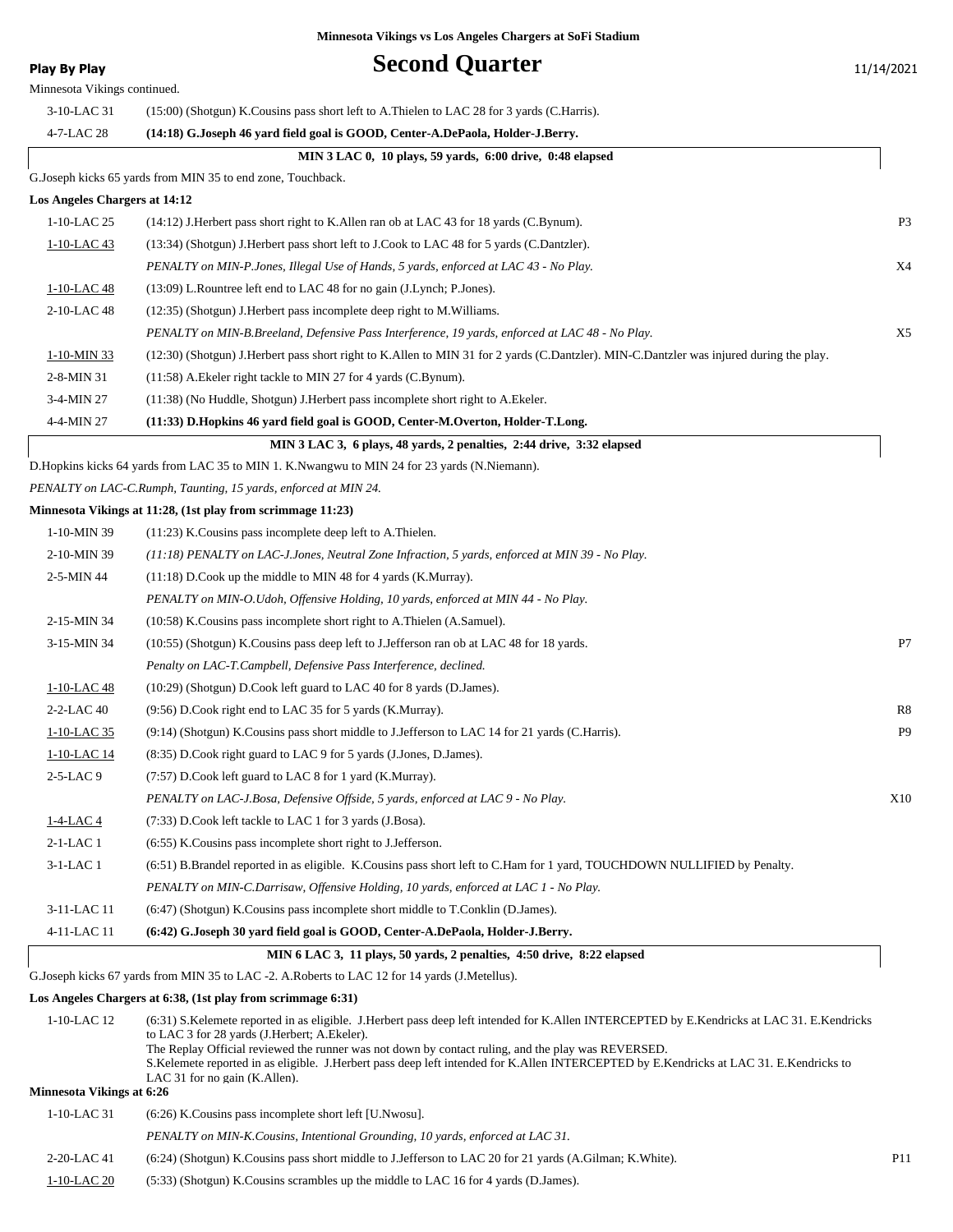**Minnesota Vikings vs Los Angeles Chargers at SoFi Stadium**

# Second Quarter

Play By Play — 11/14/2021

Minnesota Vikings continued.

| Down | Play | |
|---|---|---|
| 3-10-LAC 31 | (15:00) (Shotgun) K.Cousins pass short left to A.Thielen to LAC 28 for 3 yards (C.Harris). | |
| 4-7-LAC 28 | **(14:18) G.Joseph 46 yard field goal is GOOD, Center-A.DePaola, Holder-J.Berry.** | |
| | **MIN 3 LAC 0, 10 plays, 59 yards, 6:00 drive, 0:48 elapsed** | |
| | G.Joseph kicks 65 yards from MIN 35 to end zone, Touchback. | |
| **Los Angeles Chargers at 14:12** | | |
| 1-10-LAC 25 | (14:12) J.Herbert pass short right to K.Allen ran ob at LAC 43 for 18 yards (C.Bynum). | P3 |
| 1-10-LAC 43 | (13:34) (Shotgun) J.Herbert pass short left to J.Cook to LAC 48 for 5 yards (C.Dantzler). | |
| | *PENALTY on MIN-P.Jones, Illegal Use of Hands, 5 yards, enforced at LAC 43 - No Play.* | X4 |
| 1-10-LAC 48 | (13:09) L.Rountree left end to LAC 48 for no gain (J.Lynch; P.Jones). | |
| 2-10-LAC 48 | (12:35) (Shotgun) J.Herbert pass incomplete deep right to M.Williams. | |
| | *PENALTY on MIN-B.Breeland, Defensive Pass Interference, 19 yards, enforced at LAC 48 - No Play.* | X5 |
| 1-10-MIN 33 | (12:30) (Shotgun) J.Herbert pass short right to K.Allen to MIN 31 for 2 yards (C.Dantzler). MIN-C.Dantzler was injured during the play. | |
| 2-8-MIN 31 | (11:58) A.Ekeler right tackle to MIN 27 for 4 yards (C.Bynum). | |
| 3-4-MIN 27 | (11:38) (No Huddle, Shotgun) J.Herbert pass incomplete short right to A.Ekeler. | |
| 4-4-MIN 27 | **(11:33) D.Hopkins 46 yard field goal is GOOD, Center-M.Overton, Holder-T.Long.** | |
| | **MIN 3 LAC 3, 6 plays, 48 yards, 2 penalties, 2:44 drive, 3:32 elapsed** | |
| | D.Hopkins kicks 64 yards from LAC 35 to MIN 1. K.Nwangwu to MIN 24 for 23 yards (N.Niemann). | |
| | *PENALTY on LAC-C.Rumph, Taunting, 15 yards, enforced at MIN 24.* | |
| **Minnesota Vikings at 11:28, (1st play from scrimmage 11:23)** | | |
| 1-10-MIN 39 | (11:23) K.Cousins pass incomplete deep left to A.Thielen. | |
| 2-10-MIN 39 | *(11:18) PENALTY on LAC-J.Jones, Neutral Zone Infraction, 5 yards, enforced at MIN 39 - No Play.* | |
| 2-5-MIN 44 | (11:18) D.Cook up the middle to MIN 48 for 4 yards (K.Murray). | |
| | *PENALTY on MIN-O.Udoh, Offensive Holding, 10 yards, enforced at MIN 44 - No Play.* | |
| 2-15-MIN 34 | (10:58) K.Cousins pass incomplete short right to A.Thielen (A.Samuel). | |
| 3-15-MIN 34 | (10:55) (Shotgun) K.Cousins pass deep left to J.Jefferson ran ob at LAC 48 for 18 yards. | P7 |
| | *Penalty on LAC-T.Campbell, Defensive Pass Interference, declined.* | |
| 1-10-LAC 48 | (10:29) (Shotgun) D.Cook left guard to LAC 40 for 8 yards (D.James). | |
| 2-2-LAC 40 | (9:56) D.Cook right end to LAC 35 for 5 yards (K.Murray). | R8 |
| 1-10-LAC 35 | (9:14) (Shotgun) K.Cousins pass short middle to J.Jefferson to LAC 14 for 21 yards (C.Harris). | P9 |
| 1-10-LAC 14 | (8:35) D.Cook right guard to LAC 9 for 5 yards (J.Jones, D.James). | |
| 2-5-LAC 9 | (7:57) D.Cook left guard to LAC 8 for 1 yard (K.Murray). | |
| | *PENALTY on LAC-J.Bosa, Defensive Offside, 5 yards, enforced at LAC 9 - No Play.* | X10 |
| 1-4-LAC 4 | (7:33) D.Cook left tackle to LAC 1 for 3 yards (J.Bosa). | |
| 2-1-LAC 1 | (6:55) K.Cousins pass incomplete short right to J.Jefferson. | |
| 3-1-LAC 1 | (6:51) B.Brandel reported in as eligible. K.Cousins pass short left to C.Ham for 1 yard, TOUCHDOWN NULLIFIED by Penalty. | |
| | *PENALTY on MIN-C.Darrisaw, Offensive Holding, 10 yards, enforced at LAC 1 - No Play.* | |
| 3-11-LAC 11 | (6:47) (Shotgun) K.Cousins pass incomplete short middle to T.Conklin (D.James). | |
| 4-11-LAC 11 | **(6:42) G.Joseph 30 yard field goal is GOOD, Center-A.DePaola, Holder-J.Berry.** | |
| | **MIN 6 LAC 3, 11 plays, 50 yards, 2 penalties, 4:50 drive, 8:22 elapsed** | |
| | G.Joseph kicks 67 yards from MIN 35 to LAC -2. A.Roberts to LAC 12 for 14 yards (J.Metellus). | |
| **Los Angeles Chargers at 6:38, (1st play from scrimmage 6:31)** | | |
| 1-10-LAC 12 | (6:31) S.Kelemete reported in as eligible. J.Herbert pass deep left intended for K.Allen INTERCEPTED by E.Kendricks at LAC 31. E.Kendricks to LAC 3 for 28 yards (J.Herbert; A.Ekeler). The Replay Official reviewed the runner was not down by contact ruling, and the play was REVERSED. S.Kelemete reported in as eligible. J.Herbert pass deep left intended for K.Allen INTERCEPTED by E.Kendricks at LAC 31. E.Kendricks to LAC 31 for no gain (K.Allen). | |
| **Minnesota Vikings at 6:26** | | |
| 1-10-LAC 31 | (6:26) K.Cousins pass incomplete short left [U.Nwosu]. | |
| | *PENALTY on MIN-K.Cousins, Intentional Grounding, 10 yards, enforced at LAC 31.* | |
| 2-20-LAC 41 | (6:24) (Shotgun) K.Cousins pass short middle to J.Jefferson to LAC 20 for 21 yards (A.Gilman; K.White). | P11 |
| 1-10-LAC 20 | (5:33) (Shotgun) K.Cousins scrambles up the middle to LAC 16 for 4 yards (D.James). | |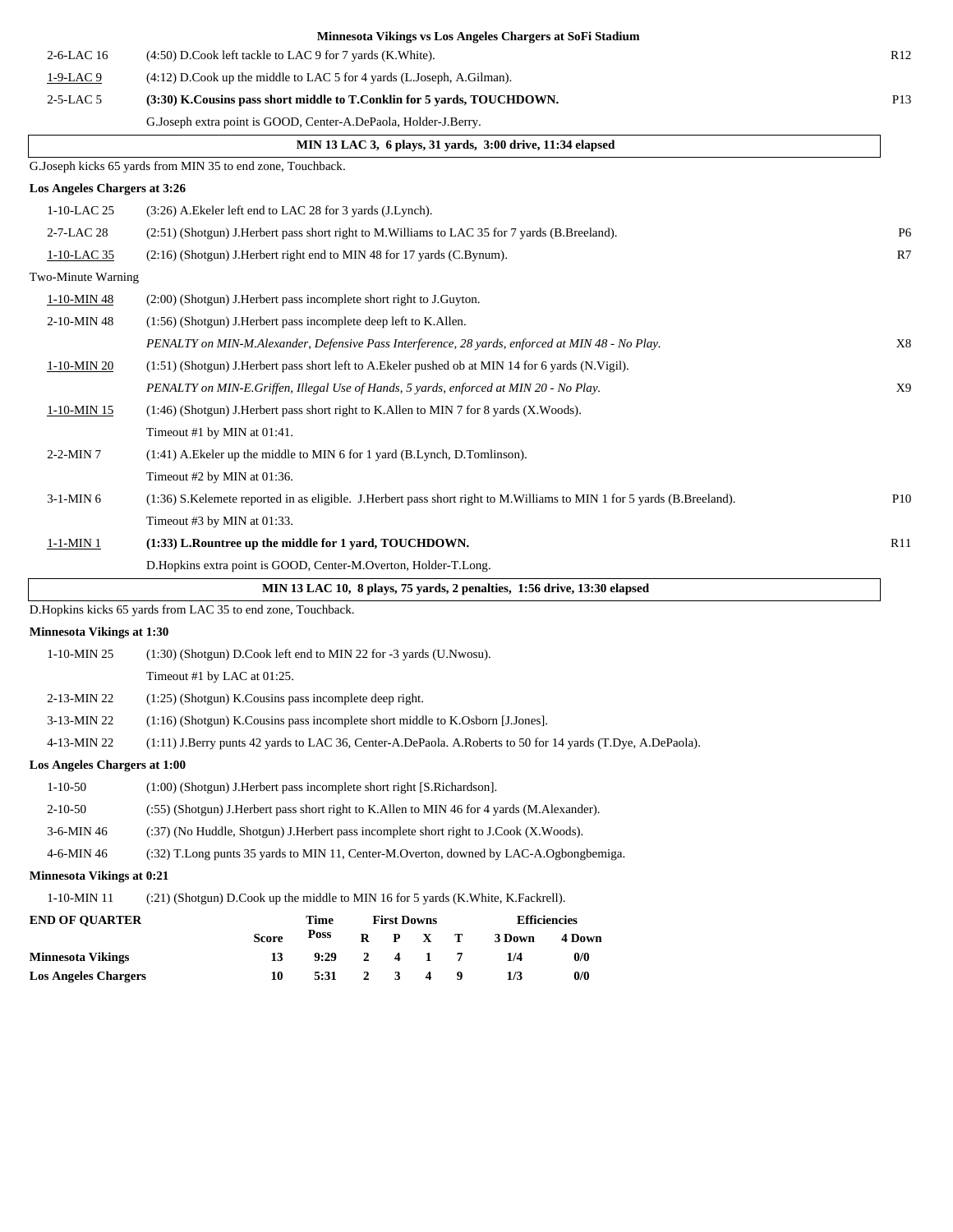### Minnesota Vikings vs Los Angeles Chargers at SoFi Stadium

| | | |
|---|---|---|
| 2-6-LAC 16 | (4:50) D.Cook left tackle to LAC 9 for 7 yards (K.White). | R12 |
| 1-9-LAC 9 | (4:12) D.Cook up the middle to LAC 5 for 4 yards (L.Joseph, A.Gilman). | |
| 2-5-LAC 5 | **(3:30) K.Cousins pass short middle to T.Conklin for 5 yards, TOUCHDOWN.** | P13 |
| | G.Joseph extra point is GOOD, Center-A.DePaola, Holder-J.Berry. | |

**MIN 13 LAC 3, 6 plays, 31 yards, 3:00 drive, 11:34 elapsed**

G.Joseph kicks 65 yards from MIN 35 to end zone, Touchback.

**Los Angeles Chargers at 3:26**

| | | |
|---|---|---|
| 1-10-LAC 25 | (3:26) A.Ekeler left end to LAC 28 for 3 yards (J.Lynch). | |
| 2-7-LAC 28 | (2:51) (Shotgun) J.Herbert pass short right to M.Williams to LAC 35 for 7 yards (B.Breeland). | P6 |
| 1-10-LAC 35 | (2:16) (Shotgun) J.Herbert right end to MIN 48 for 17 yards (C.Bynum). | R7 |
| Two-Minute Warning | | |
| 1-10-MIN 48 | (2:00) (Shotgun) J.Herbert pass incomplete short right to J.Guyton. | |
| 2-10-MIN 48 | (1:56) (Shotgun) J.Herbert pass incomplete deep left to K.Allen. | |
| | *PENALTY on MIN-M.Alexander, Defensive Pass Interference, 28 yards, enforced at MIN 48 - No Play.* | X8 |
| 1-10-MIN 20 | (1:51) (Shotgun) J.Herbert pass short left to A.Ekeler pushed ob at MIN 14 for 6 yards (N.Vigil). | |
| | *PENALTY on MIN-E.Griffen, Illegal Use of Hands, 5 yards, enforced at MIN 20 - No Play.* | X9 |
| 1-10-MIN 15 | (1:46) (Shotgun) J.Herbert pass short right to K.Allen to MIN 7 for 8 yards (X.Woods). | |
| | Timeout #1 by MIN at 01:41. | |
| 2-2-MIN 7 | (1:41) A.Ekeler up the middle to MIN 6 for 1 yard (B.Lynch, D.Tomlinson). | |
| | Timeout #2 by MIN at 01:36. | |
| 3-1-MIN 6 | (1:36) S.Kelemete reported in as eligible. J.Herbert pass short right to M.Williams to MIN 1 for 5 yards (B.Breeland). | P10 |
| | Timeout #3 by MIN at 01:33. | |
| 1-1-MIN 1 | **(1:33) L.Rountree up the middle for 1 yard, TOUCHDOWN.** | R11 |
| | D.Hopkins extra point is GOOD, Center-M.Overton, Holder-T.Long. | |

**MIN 13 LAC 10, 8 plays, 75 yards, 2 penalties, 1:56 drive, 13:30 elapsed**

D.Hopkins kicks 65 yards from LAC 35 to end zone, Touchback.

**Minnesota Vikings at 1:30**

| | |
|---|---|
| 1-10-MIN 25 | (1:30) (Shotgun) D.Cook left end to MIN 22 for -3 yards (U.Nwosu). |
| | Timeout #1 by LAC at 01:25. |
| 2-13-MIN 22 | (1:25) (Shotgun) K.Cousins pass incomplete deep right. |
| 3-13-MIN 22 | (1:16) (Shotgun) K.Cousins pass incomplete short middle to K.Osborn [J.Jones]. |
| 4-13-MIN 22 | (1:11) J.Berry punts 42 yards to LAC 36, Center-A.DePaola. A.Roberts to 50 for 14 yards (T.Dye, A.DePaola). |

**Los Angeles Chargers at 1:00**

| | |
|---|---|
| 1-10-50 | (1:00) (Shotgun) J.Herbert pass incomplete short right [S.Richardson]. |
| 2-10-50 | (:55) (Shotgun) J.Herbert pass short right to K.Allen to MIN 46 for 4 yards (M.Alexander). |
| 3-6-MIN 46 | (:37) (No Huddle, Shotgun) J.Herbert pass incomplete short right to J.Cook (X.Woods). |
| 4-6-MIN 46 | (:32) T.Long punts 35 yards to MIN 11, Center-M.Overton, downed by LAC-A.Ogbongbemiga. |

**Minnesota Vikings at 0:21**

| | |
|---|---|
| 1-10-MIN 11 | (:21) (Shotgun) D.Cook up the middle to MIN 16 for 5 yards (K.White, K.Fackrell). |

| END OF QUARTER | Score | Time Poss | First Downs R | P | X | T | Efficiencies 3 Down | 4 Down |
|---|---|---|---|---|---|---|---|---|
| Minnesota Vikings | 13 | 9:29 | 2 | 4 | 1 | 7 | 1/4 | 0/0 |
| Los Angeles Chargers | 10 | 5:31 | 2 | 3 | 4 | 9 | 1/3 | 0/0 |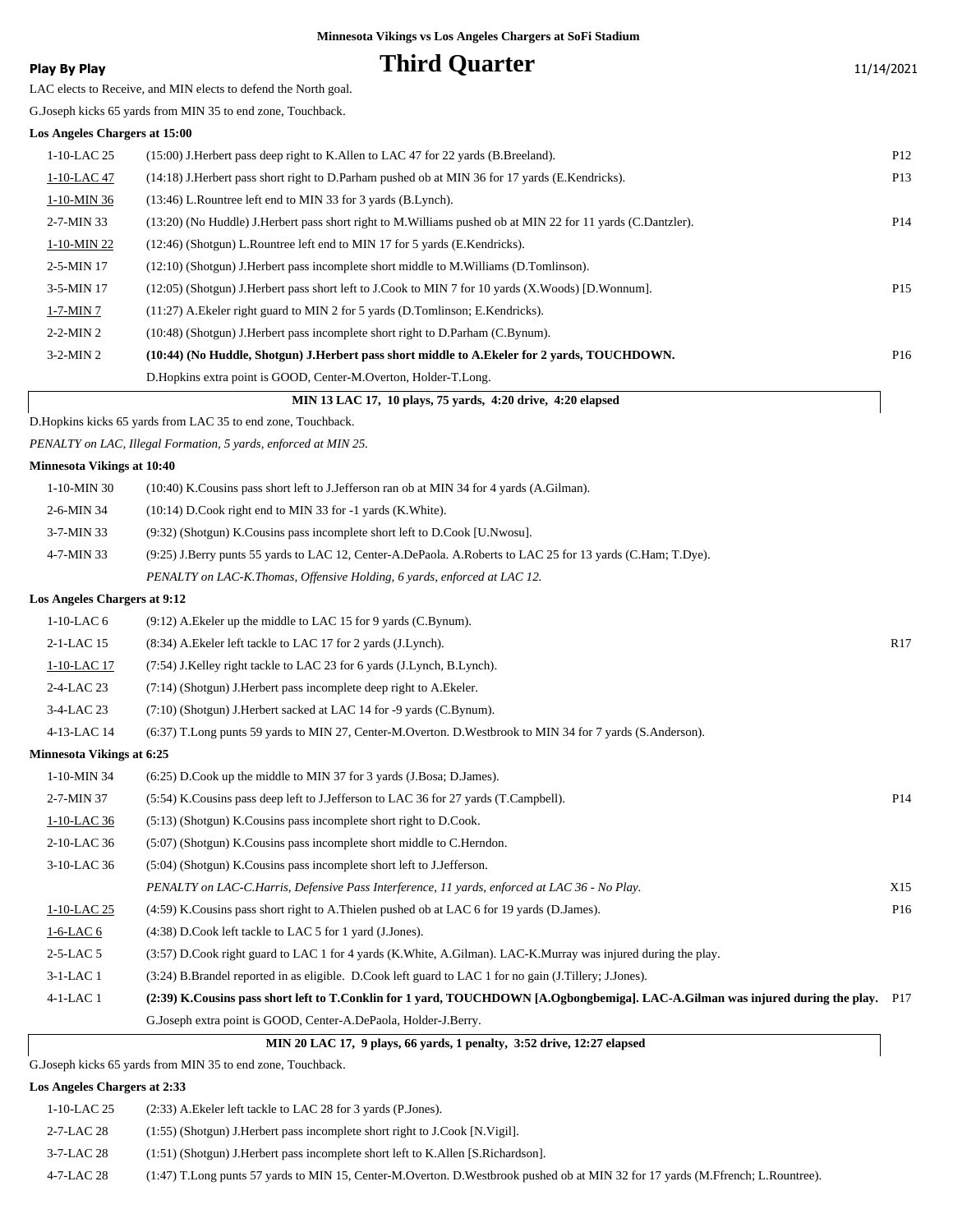**Minnesota Vikings vs Los Angeles Chargers at SoFi Stadium**

**Play By Play**

# Third Quarter

11/14/2021

LAC elects to Receive, and MIN elects to defend the North goal.

G.Joseph kicks 65 yards from MIN 35 to end zone, Touchback.

**Los Angeles Chargers at 15:00**

| | | |
|---|---|---|
| 1-10-LAC 25 | (15:00) J.Herbert pass deep right to K.Allen to LAC 47 for 22 yards (B.Breeland). | P12 |
| 1-10-LAC 47 | (14:18) J.Herbert pass short right to D.Parham pushed ob at MIN 36 for 17 yards (E.Kendricks). | P13 |
| 1-10-MIN 36 | (13:46) L.Rountree left end to MIN 33 for 3 yards (B.Lynch). | |
| 2-7-MIN 33 | (13:20) (No Huddle) J.Herbert pass short right to M.Williams pushed ob at MIN 22 for 11 yards (C.Dantzler). | P14 |
| 1-10-MIN 22 | (12:46) (Shotgun) L.Rountree left end to MIN 17 for 5 yards (E.Kendricks). | |
| 2-5-MIN 17 | (12:10) (Shotgun) J.Herbert pass incomplete short middle to M.Williams (D.Tomlinson). | |
| 3-5-MIN 17 | (12:05) (Shotgun) J.Herbert pass short left to J.Cook to MIN 7 for 10 yards (X.Woods) [D.Wonnum]. | P15 |
| 1-7-MIN 7 | (11:27) A.Ekeler right guard to MIN 2 for 5 yards (D.Tomlinson; E.Kendricks). | |
| 2-2-MIN 2 | (10:48) (Shotgun) J.Herbert pass incomplete short right to D.Parham (C.Bynum). | |
| 3-2-MIN 2 | **(10:44) (No Huddle, Shotgun) J.Herbert pass short middle to A.Ekeler for 2 yards, TOUCHDOWN.** | P16 |
| | D.Hopkins extra point is GOOD, Center-M.Overton, Holder-T.Long. | |

**MIN 13 LAC 17, 10 plays, 75 yards, 4:20 drive, 4:20 elapsed**

D.Hopkins kicks 65 yards from LAC 35 to end zone, Touchback.

*PENALTY on LAC, Illegal Formation, 5 yards, enforced at MIN 25.*

**Minnesota Vikings at 10:40**

| | | |
|---|---|---|
| 1-10-MIN 30 | (10:40) K.Cousins pass short left to J.Jefferson ran ob at MIN 34 for 4 yards (A.Gilman). | |
| 2-6-MIN 34 | (10:14) D.Cook right end to MIN 33 for -1 yards (K.White). | |
| 3-7-MIN 33 | (9:32) (Shotgun) K.Cousins pass incomplete short left to D.Cook [U.Nwosu]. | |
| 4-7-MIN 33 | (9:25) J.Berry punts 55 yards to LAC 12, Center-A.DePaola. A.Roberts to LAC 25 for 13 yards (C.Ham; T.Dye). | |
| | *PENALTY on LAC-K.Thomas, Offensive Holding, 6 yards, enforced at LAC 12.* | |

**Los Angeles Chargers at 9:12**

| | | |
|---|---|---|
| 1-10-LAC 6 | (9:12) A.Ekeler up the middle to LAC 15 for 9 yards (C.Bynum). | |
| 2-1-LAC 15 | (8:34) A.Ekeler left tackle to LAC 17 for 2 yards (J.Lynch). | R17 |
| 1-10-LAC 17 | (7:54) J.Kelley right tackle to LAC 23 for 6 yards (J.Lynch, B.Lynch). | |
| 2-4-LAC 23 | (7:14) (Shotgun) J.Herbert pass incomplete deep right to A.Ekeler. | |
| 3-4-LAC 23 | (7:10) (Shotgun) J.Herbert sacked at LAC 14 for -9 yards (C.Bynum). | |
| 4-13-LAC 14 | (6:37) T.Long punts 59 yards to MIN 27, Center-M.Overton. D.Westbrook to MIN 34 for 7 yards (S.Anderson). | |

**Minnesota Vikings at 6:25**

| | | |
|---|---|---|
| 1-10-MIN 34 | (6:25) D.Cook up the middle to MIN 37 for 3 yards (J.Bosa; D.James). | |
| 2-7-MIN 37 | (5:54) K.Cousins pass deep left to J.Jefferson to LAC 36 for 27 yards (T.Campbell). | P14 |
| 1-10-LAC 36 | (5:13) (Shotgun) K.Cousins pass incomplete short right to D.Cook. | |
| 2-10-LAC 36 | (5:07) (Shotgun) K.Cousins pass incomplete short middle to C.Herndon. | |
| 3-10-LAC 36 | (5:04) (Shotgun) K.Cousins pass incomplete short left to J.Jefferson. | |
| | *PENALTY on LAC-C.Harris, Defensive Pass Interference, 11 yards, enforced at LAC 36 - No Play.* | X15 |
| 1-10-LAC 25 | (4:59) K.Cousins pass short right to A.Thielen pushed ob at LAC 6 for 19 yards (D.James). | P16 |
| 1-6-LAC 6 | (4:38) D.Cook left tackle to LAC 5 for 1 yard (J.Jones). | |
| 2-5-LAC 5 | (3:57) D.Cook right guard to LAC 1 for 4 yards (K.White, A.Gilman). LAC-K.Murray was injured during the play. | |
| 3-1-LAC 1 | (3:24) B.Brandel reported in as eligible. D.Cook left guard to LAC 1 for no gain (J.Tillery; J.Jones). | |
| 4-1-LAC 1 | **(2:39) K.Cousins pass short left to T.Conklin for 1 yard, TOUCHDOWN [A.Ogbongbemiga]. LAC-A.Gilman was injured during the play.** | P17 |
| | G.Joseph extra point is GOOD, Center-A.DePaola, Holder-J.Berry. | |

**MIN 20 LAC 17, 9 plays, 66 yards, 1 penalty, 3:52 drive, 12:27 elapsed**

G.Joseph kicks 65 yards from MIN 35 to end zone, Touchback.

**Los Angeles Chargers at 2:33**

| | | |
|---|---|---|
| 1-10-LAC 25 | (2:33) A.Ekeler left tackle to LAC 28 for 3 yards (P.Jones). | |
| 2-7-LAC 28 | (1:55) (Shotgun) J.Herbert pass incomplete short right to J.Cook [N.Vigil]. | |
| 3-7-LAC 28 | (1:51) (Shotgun) J.Herbert pass incomplete short left to K.Allen [S.Richardson]. | |
| 4-7-LAC 28 | (1:47) T.Long punts 57 yards to MIN 15, Center-M.Overton. D.Westbrook pushed ob at MIN 32 for 17 yards (M.Ffrench; L.Rountree). | |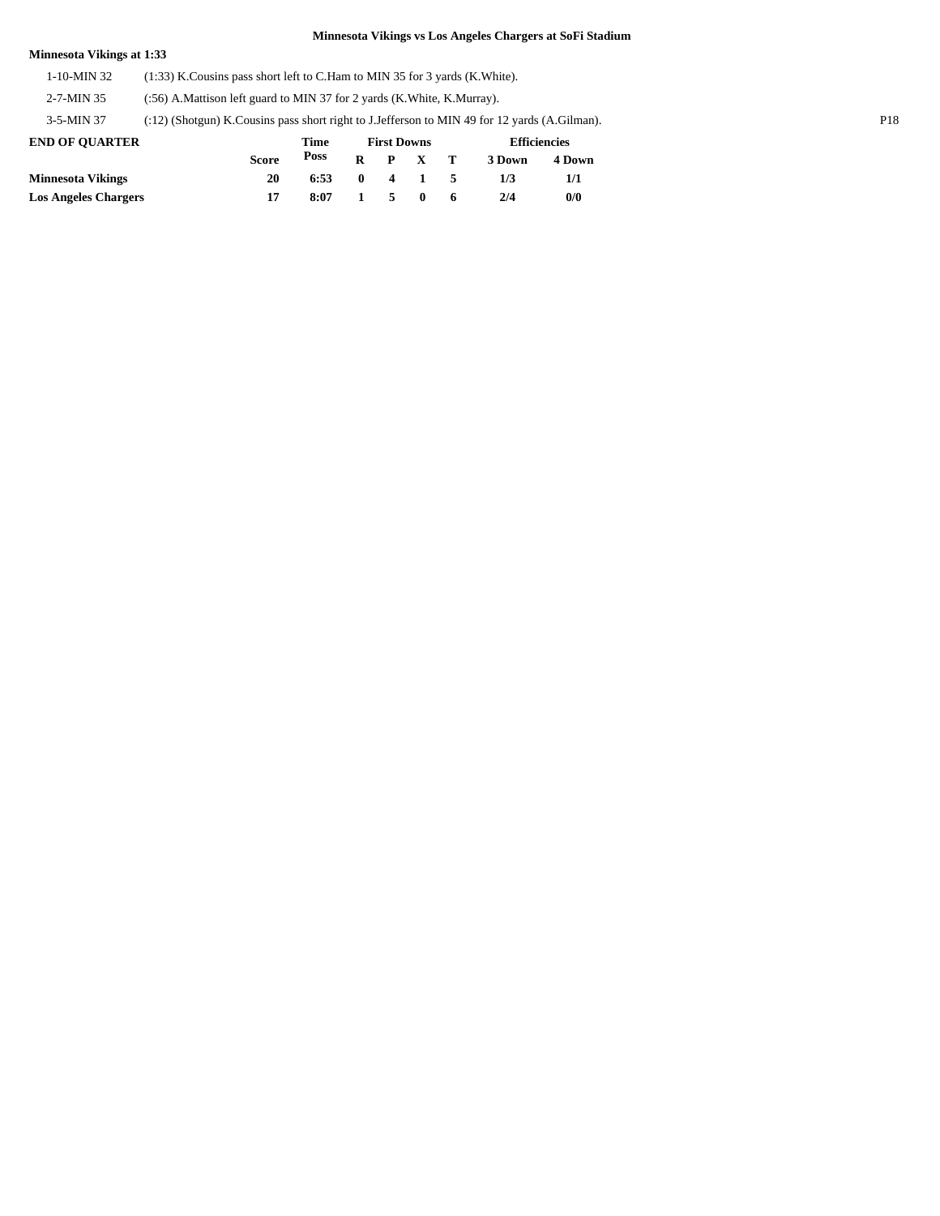### Minnesota Vikings vs Los Angeles Chargers at SoFi Stadium

**Minnesota Vikings at 1:33**

| | | |
|---|---|---|
| 1-10-MIN 32 | (1:33) K.Cousins pass short left to C.Ham to MIN 35 for 3 yards (K.White). | |
| 2-7-MIN 35 | (:56) A.Mattison left guard to MIN 37 for 2 yards (K.White, K.Murray). | |
| 3-5-MIN 37 | (:12) (Shotgun) K.Cousins pass short right to J.Jefferson to MIN 49 for 12 yards (A.Gilman). | P18 |

**END OF QUARTER**

| | Score | Time Poss | First Downs R | P | X | T | Efficiencies 3 Down | 4 Down |
|---|---|---|---|---|---|---|---|---|
| **Minnesota Vikings** | **20** | **6:53** | **0** | **4** | **1** | **5** | **1/3** | **1/1** |
| **Los Angeles Chargers** | **17** | **8:07** | **1** | **5** | **0** | **6** | **2/4** | **0/0** |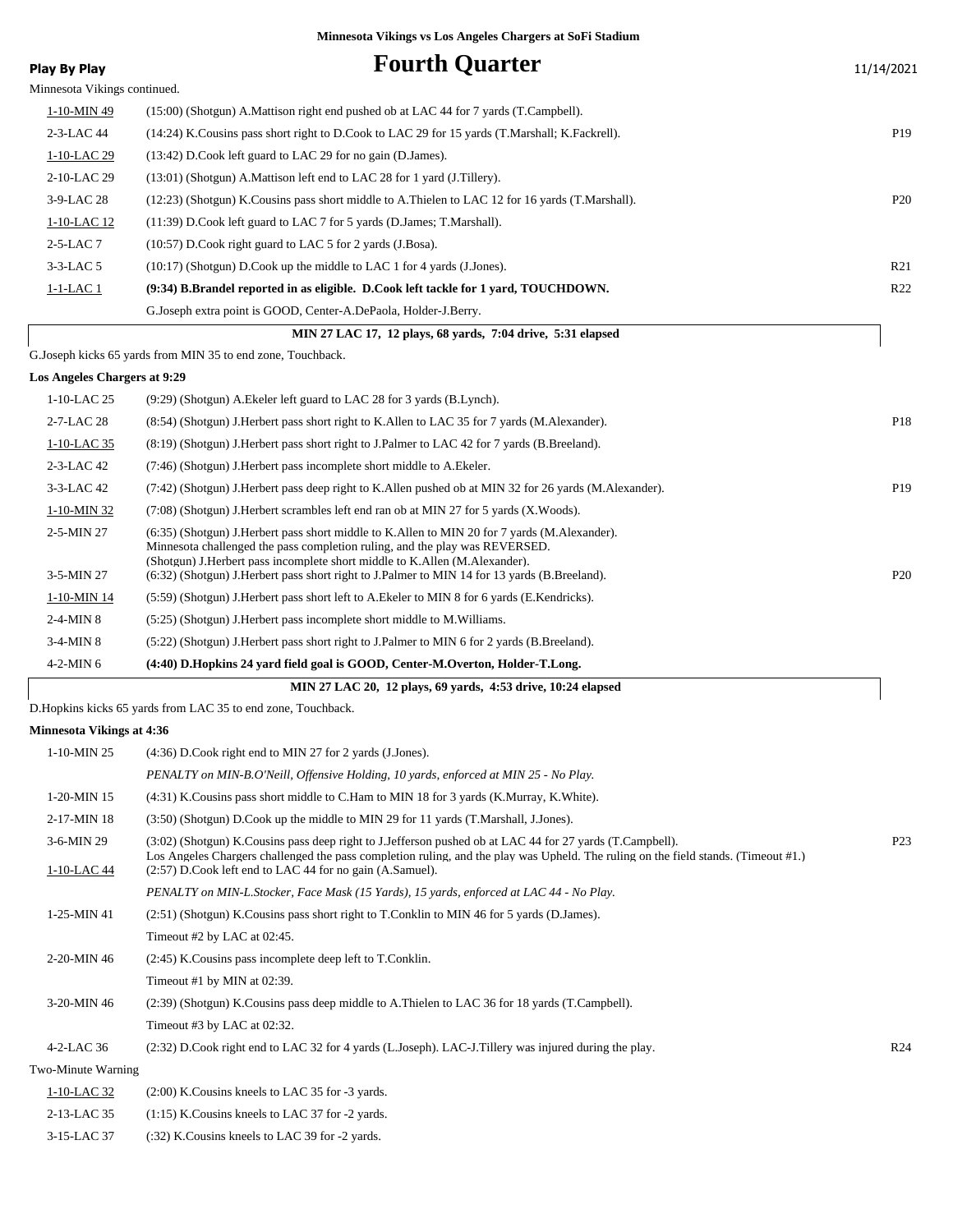Minnesota Vikings vs Los Angeles Chargers at SoFi Stadium

# Fourth Quarter

**Play By Play** 11/14/2021

Minnesota Vikings continued.

| Down | Play | |
|---|---|---|
| 1-10-MIN 49 | (15:00) (Shotgun) A.Mattison right end pushed ob at LAC 44 for 7 yards (T.Campbell). | |
| 2-3-LAC 44 | (14:24) K.Cousins pass short right to D.Cook to LAC 29 for 15 yards (T.Marshall; K.Fackrell). | P19 |
| 1-10-LAC 29 | (13:42) D.Cook left guard to LAC 29 for no gain (D.James). | |
| 2-10-LAC 29 | (13:01) (Shotgun) A.Mattison left end to LAC 28 for 1 yard (J.Tillery). | |
| 3-9-LAC 28 | (12:23) (Shotgun) K.Cousins pass short middle to A.Thielen to LAC 12 for 16 yards (T.Marshall). | P20 |
| 1-10-LAC 12 | (11:39) D.Cook left guard to LAC 7 for 5 yards (D.James; T.Marshall). | |
| 2-5-LAC 7 | (10:57) D.Cook right guard to LAC 5 for 2 yards (J.Bosa). | |
| 3-3-LAC 5 | (10:17) (Shotgun) D.Cook up the middle to LAC 1 for 4 yards (J.Jones). | R21 |
| 1-1-LAC 1 | **(9:34) B.Brandel reported in as eligible. D.Cook left tackle for 1 yard, TOUCHDOWN.** | R22 |
| | G.Joseph extra point is GOOD, Center-A.DePaola, Holder-J.Berry. | |

**MIN 27 LAC 17, 12 plays, 68 yards, 7:04 drive, 5:31 elapsed**

G.Joseph kicks 65 yards from MIN 35 to end zone, Touchback.

**Los Angeles Chargers at 9:29**

| Down | Play | |
|---|---|---|
| 1-10-LAC 25 | (9:29) (Shotgun) A.Ekeler left guard to LAC 28 for 3 yards (B.Lynch). | |
| 2-7-LAC 28 | (8:54) (Shotgun) J.Herbert pass short right to K.Allen to LAC 35 for 7 yards (M.Alexander). | P18 |
| 1-10-LAC 35 | (8:19) (Shotgun) J.Herbert pass short right to J.Palmer to LAC 42 for 7 yards (B.Breeland). | |
| 2-3-LAC 42 | (7:46) (Shotgun) J.Herbert pass incomplete short middle to A.Ekeler. | |
| 3-3-LAC 42 | (7:42) (Shotgun) J.Herbert pass deep right to K.Allen pushed ob at MIN 32 for 26 yards (M.Alexander). | P19 |
| 1-10-MIN 32 | (7:08) (Shotgun) J.Herbert scrambles left end ran ob at MIN 27 for 5 yards (X.Woods). | |
| 2-5-MIN 27 | (6:35) (Shotgun) J.Herbert pass short middle to K.Allen to MIN 20 for 7 yards (M.Alexander). Minnesota challenged the pass completion ruling, and the play was REVERSED. (Shotgun) J.Herbert pass incomplete short middle to K.Allen (M.Alexander). | |
| 3-5-MIN 27 | (6:32) (Shotgun) J.Herbert pass short right to J.Palmer to MIN 14 for 13 yards (B.Breeland). | P20 |
| 1-10-MIN 14 | (5:59) (Shotgun) J.Herbert pass short left to A.Ekeler to MIN 8 for 6 yards (E.Kendricks). | |
| 2-4-MIN 8 | (5:25) (Shotgun) J.Herbert pass incomplete short middle to M.Williams. | |
| 3-4-MIN 8 | (5:22) (Shotgun) J.Herbert pass short right to J.Palmer to MIN 6 for 2 yards (B.Breeland). | |
| 4-2-MIN 6 | **(4:40) D.Hopkins 24 yard field goal is GOOD, Center-M.Overton, Holder-T.Long.** | |

**MIN 27 LAC 20, 12 plays, 69 yards, 4:53 drive, 10:24 elapsed**

D.Hopkins kicks 65 yards from LAC 35 to end zone, Touchback.

**Minnesota Vikings at 4:36**

| Down | Play | |
|---|---|---|
| 1-10-MIN 25 | (4:36) D.Cook right end to MIN 27 for 2 yards (J.Jones). | |
| | *PENALTY on MIN-B.O'Neill, Offensive Holding, 10 yards, enforced at MIN 25 - No Play.* | |
| 1-20-MIN 15 | (4:31) K.Cousins pass short middle to C.Ham to MIN 18 for 3 yards (K.Murray, K.White). | |
| 2-17-MIN 18 | (3:50) (Shotgun) D.Cook up the middle to MIN 29 for 11 yards (T.Marshall, J.Jones). | |
| 3-6-MIN 29 | (3:02) (Shotgun) K.Cousins pass deep right to J.Jefferson pushed ob at LAC 44 for 27 yards (T.Campbell). Los Angeles Chargers challenged the pass completion ruling, and the play was Upheld. The ruling on the field stands. (Timeout #1.) | P23 |
| 1-10-LAC 44 | (2:57) D.Cook left end to LAC 44 for no gain (A.Samuel). | |
| | *PENALTY on MIN-L.Stocker, Face Mask (15 Yards), 15 yards, enforced at LAC 44 - No Play.* | |
| 1-25-MIN 41 | (2:51) (Shotgun) K.Cousins pass short right to T.Conklin to MIN 46 for 5 yards (D.James). | |
| | Timeout #2 by LAC at 02:45. | |
| 2-20-MIN 46 | (2:45) K.Cousins pass incomplete deep left to T.Conklin. | |
| | Timeout #1 by MIN at 02:39. | |
| 3-20-MIN 46 | (2:39) (Shotgun) K.Cousins pass deep middle to A.Thielen to LAC 36 for 18 yards (T.Campbell). | |
| | Timeout #3 by LAC at 02:32. | |
| 4-2-LAC 36 | (2:32) D.Cook right end to LAC 32 for 4 yards (L.Joseph). LAC-J.Tillery was injured during the play. | R24 |
| | Two-Minute Warning | |
| 1-10-LAC 32 | (2:00) K.Cousins kneels to LAC 35 for -3 yards. | |
| 2-13-LAC 35 | (1:15) K.Cousins kneels to LAC 37 for -2 yards. | |
| 3-15-LAC 37 | (:32) K.Cousins kneels to LAC 39 for -2 yards. | |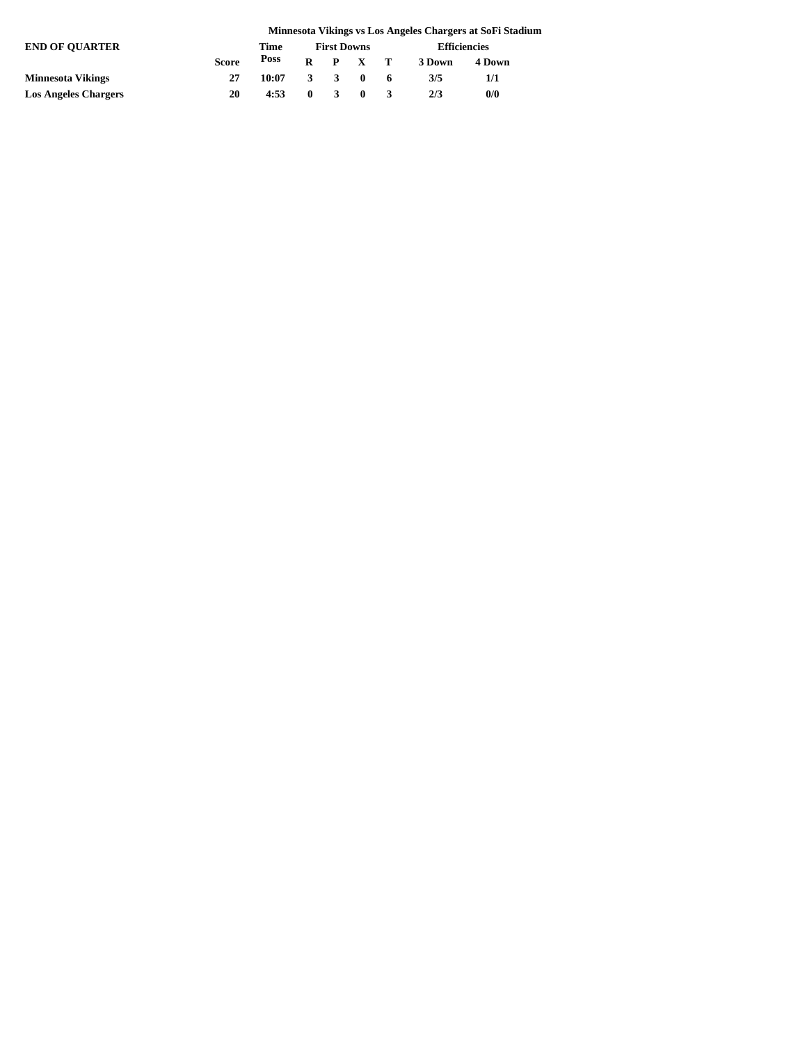**Minnesota Vikings vs Los Angeles Chargers at SoFi Stadium**

| END OF QUARTER | Score | Time Poss | First Downs | | | | Efficiencies | |
|---|---|---|---|---|---|---|---|---|
| | | | R | P | X | T | 3 Down | 4 Down |
| **Minnesota Vikings** | 27 | 10:07 | 3 | 3 | 0 | 6 | 3/5 | 1/1 |
| **Los Angeles Chargers** | 20 | 4:53 | 0 | 3 | 0 | 3 | 2/3 | 0/0 |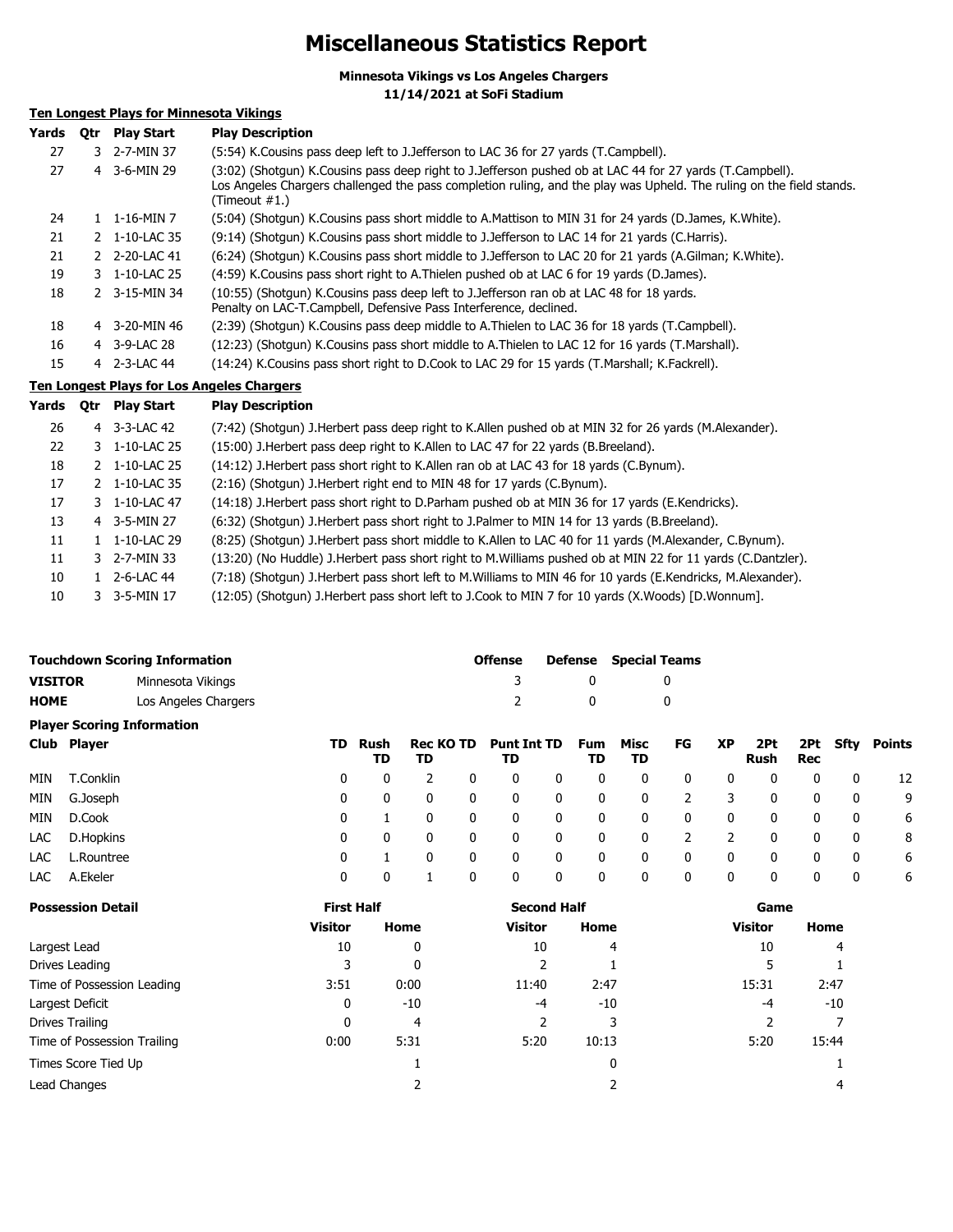# Miscellaneous Statistics Report

**Minnesota Vikings vs Los Angeles Chargers**
**11/14/2021 at SoFi Stadium**

## Ten Longest Plays for Minnesota Vikings

| Yards | Qtr | Play Start | Play Description |
|---|---|---|---|
| 27 | 3 | 2-7-MIN 37 | (5:54) K.Cousins pass deep left to J.Jefferson to LAC 36 for 27 yards (T.Campbell). |
| 27 | 4 | 3-6-MIN 29 | (3:02) (Shotgun) K.Cousins pass deep right to J.Jefferson pushed ob at LAC 44 for 27 yards (T.Campbell). Los Angeles Chargers challenged the pass completion ruling, and the play was Upheld. The ruling on the field stands. (Timeout #1.) |
| 24 | 1 | 1-16-MIN 7 | (5:04) (Shotgun) K.Cousins pass short middle to A.Mattison to MIN 31 for 24 yards (D.James, K.White). |
| 21 | 2 | 1-10-LAC 35 | (9:14) (Shotgun) K.Cousins pass short middle to J.Jefferson to LAC 14 for 21 yards (C.Harris). |
| 21 | 2 | 2-20-LAC 41 | (6:24) (Shotgun) K.Cousins pass short middle to J.Jefferson to LAC 20 for 21 yards (A.Gilman; K.White). |
| 19 | 3 | 1-10-LAC 25 | (4:59) K.Cousins pass short right to A.Thielen pushed ob at LAC 6 for 19 yards (D.James). |
| 18 | 2 | 3-15-MIN 34 | (10:55) (Shotgun) K.Cousins pass deep left to J.Jefferson ran ob at LAC 48 for 18 yards. Penalty on LAC-T.Campbell, Defensive Pass Interference, declined. |
| 18 | 4 | 3-20-MIN 46 | (2:39) (Shotgun) K.Cousins pass deep middle to A.Thielen to LAC 36 for 18 yards (T.Campbell). |
| 16 | 4 | 3-9-LAC 28 | (12:23) (Shotgun) K.Cousins pass short middle to A.Thielen to LAC 12 for 16 yards (T.Marshall). |
| 15 | 4 | 2-3-LAC 44 | (14:24) K.Cousins pass short right to D.Cook to LAC 29 for 15 yards (T.Marshall; K.Fackrell). |

## Ten Longest Plays for Los Angeles Chargers

| Yards | Qtr | Play Start | Play Description |
|---|---|---|---|
| 26 | 4 | 3-3-LAC 42 | (7:42) (Shotgun) J.Herbert pass deep right to K.Allen pushed ob at MIN 32 for 26 yards (M.Alexander). |
| 22 | 3 | 1-10-LAC 25 | (15:00) J.Herbert pass deep right to K.Allen to LAC 47 for 22 yards (B.Breeland). |
| 18 | 2 | 1-10-LAC 25 | (14:12) J.Herbert pass short right to K.Allen ran ob at LAC 43 for 18 yards (C.Bynum). |
| 17 | 2 | 1-10-LAC 35 | (2:16) (Shotgun) J.Herbert right end to MIN 48 for 17 yards (C.Bynum). |
| 17 | 3 | 1-10-LAC 47 | (14:18) J.Herbert pass short right to D.Parham pushed ob at MIN 36 for 17 yards (E.Kendricks). |
| 13 | 4 | 3-5-MIN 27 | (6:32) (Shotgun) J.Herbert pass short right to J.Palmer to MIN 14 for 13 yards (B.Breeland). |
| 11 | 1 | 1-10-LAC 29 | (8:25) (Shotgun) J.Herbert pass short middle to K.Allen to LAC 40 for 11 yards (M.Alexander, C.Bynum). |
| 11 | 3 | 2-7-MIN 33 | (13:20) (No Huddle) J.Herbert pass short right to M.Williams pushed ob at MIN 22 for 11 yards (C.Dantzler). |
| 10 | 1 | 2-6-LAC 44 | (7:18) (Shotgun) J.Herbert pass short left to M.Williams to MIN 46 for 10 yards (E.Kendricks, M.Alexander). |
| 10 | 3 | 3-5-MIN 17 | (12:05) (Shotgun) J.Herbert pass short left to J.Cook to MIN 7 for 10 yards (X.Woods) [D.Wonnum]. |

## Touchdown Scoring Information

| | | Offense | Defense | Special Teams |
|---|---|---|---|---|
| **VISITOR** | Minnesota Vikings | 3 | 0 | 0 |
| **HOME** | Los Angeles Chargers | 2 | 0 | 0 |

## Player Scoring Information

| Club | Player | TD | Rush TD | Rec TD | KO TD | Punt TD | Int TD | Fum TD | Misc TD | FG | XP | 2Pt Rush | 2Pt Rec | Sfty | Points |
|---|---|---|---|---|---|---|---|---|---|---|---|---|---|---|---|
| MIN | T.Conklin | 0 | 0 | 2 | 0 | 0 | 0 | 0 | 0 | 0 | 0 | 0 | 0 | 0 | 12 |
| MIN | G.Joseph | 0 | 0 | 0 | 0 | 0 | 0 | 0 | 0 | 2 | 3 | 0 | 0 | 0 | 9 |
| MIN | D.Cook | 0 | 1 | 0 | 0 | 0 | 0 | 0 | 0 | 0 | 0 | 0 | 0 | 0 | 6 |
| LAC | D.Hopkins | 0 | 0 | 0 | 0 | 0 | 0 | 0 | 0 | 2 | 2 | 0 | 0 | 0 | 8 |
| LAC | L.Rountree | 0 | 1 | 0 | 0 | 0 | 0 | 0 | 0 | 0 | 0 | 0 | 0 | 0 | 6 |
| LAC | A.Ekeler | 0 | 0 | 1 | 0 | 0 | 0 | 0 | 0 | 0 | 0 | 0 | 0 | 0 | 6 |

## Possession Detail

| | First Half | | Second Half | | Game | |
|---|---|---|---|---|---|---|
| | Visitor | Home | Visitor | Home | Visitor | Home |
| Largest Lead | 10 | 0 | 10 | 4 | 10 | 4 |
| Drives Leading | 3 | 0 | 2 | 1 | 5 | 1 |
| Time of Possession Leading | 3:51 | 0:00 | 11:40 | 2:47 | 15:31 | 2:47 |
| Largest Deficit | 0 | -10 | -4 | -10 | -4 | -10 |
| Drives Trailing | 0 | 4 | 2 | 3 | 2 | 7 |
| Time of Possession Trailing | 0:00 | 5:31 | 5:20 | 10:13 | 5:20 | 15:44 |
| Times Score Tied Up | | 1 | | 0 | | 1 |
| Lead Changes | | 2 | | 2 | | 4 |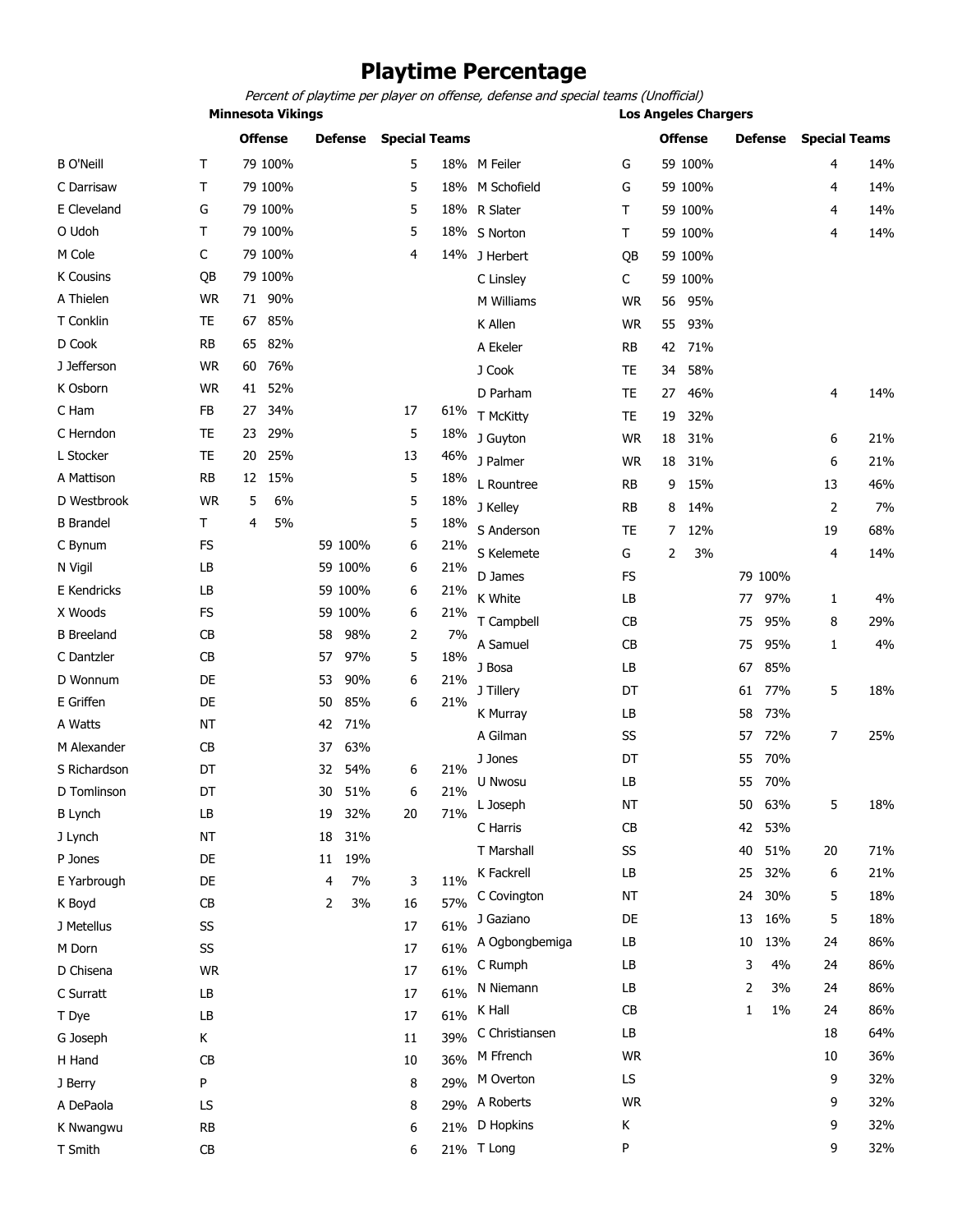# Playtime Percentage

*Percent of playtime per player on offense, defense and special teams (Unofficial)*

## Minnesota Vikings

| Player | Pos | Offense | | Defense | | Special Teams | |
|---|---|---|---|---|---|---|---|
| B O'Neill | T | 79 | 100% | | | 5 | 18% |
| C Darrisaw | T | 79 | 100% | | | 5 | 18% |
| E Cleveland | G | 79 | 100% | | | 5 | 18% |
| O Udoh | T | 79 | 100% | | | 5 | 18% |
| M Cole | C | 79 | 100% | | | 4 | 14% |
| K Cousins | QB | 79 | 100% | | | | |
| A Thielen | WR | 71 | 90% | | | | |
| T Conklin | TE | 67 | 85% | | | | |
| D Cook | RB | 65 | 82% | | | | |
| J Jefferson | WR | 60 | 76% | | | | |
| K Osborn | WR | 41 | 52% | | | | |
| C Ham | FB | 27 | 34% | | | 17 | 61% |
| C Herndon | TE | 23 | 29% | | | 5 | 18% |
| L Stocker | TE | 20 | 25% | | | 13 | 46% |
| A Mattison | RB | 12 | 15% | | | 5 | 18% |
| D Westbrook | WR | 5 | 6% | | | 5 | 18% |
| B Brandel | T | 4 | 5% | | | 5 | 18% |
| C Bynum | FS | | | 59 | 100% | 6 | 21% |
| N Vigil | LB | | | 59 | 100% | 6 | 21% |
| E Kendricks | LB | | | 59 | 100% | 6 | 21% |
| X Woods | FS | | | 59 | 100% | 6 | 21% |
| B Breeland | CB | | | 58 | 98% | 2 | 7% |
| C Dantzler | CB | | | 57 | 97% | 5 | 18% |
| D Wonnum | DE | | | 53 | 90% | 6 | 21% |
| E Griffen | DE | | | 50 | 85% | 6 | 21% |
| A Watts | NT | | | 42 | 71% | | |
| M Alexander | CB | | | 37 | 63% | | |
| S Richardson | DT | | | 32 | 54% | 6 | 21% |
| D Tomlinson | DT | | | 30 | 51% | 6 | 21% |
| B Lynch | LB | | | 19 | 32% | 20 | 71% |
| J Lynch | NT | | | 18 | 31% | | |
| P Jones | DE | | | 11 | 19% | | |
| E Yarbrough | DE | | | 4 | 7% | 3 | 11% |
| K Boyd | CB | | | 2 | 3% | 16 | 57% |
| J Metellus | SS | | | | | 17 | 61% |
| M Dorn | SS | | | | | 17 | 61% |
| D Chisena | WR | | | | | 17 | 61% |
| C Surratt | LB | | | | | 17 | 61% |
| T Dye | LB | | | | | 17 | 61% |
| G Joseph | K | | | | | 11 | 39% |
| H Hand | CB | | | | | 10 | 36% |
| J Berry | P | | | | | 8 | 29% |
| A DePaola | LS | | | | | 8 | 29% |
| K Nwangwu | RB | | | | | 6 | 21% |
| T Smith | CB | | | | | 6 | 21% |

## Los Angeles Chargers

| Player | Pos | Offense | | Defense | | Special Teams | |
|---|---|---|---|---|---|---|---|
| M Feiler | G | 59 | 100% | | | 4 | 14% |
| M Schofield | G | 59 | 100% | | | 4 | 14% |
| R Slater | T | 59 | 100% | | | 4 | 14% |
| S Norton | T | 59 | 100% | | | 4 | 14% |
| J Herbert | QB | 59 | 100% | | | | |
| C Linsley | C | 59 | 100% | | | | |
| M Williams | WR | 56 | 95% | | | | |
| K Allen | WR | 55 | 93% | | | | |
| A Ekeler | RB | 42 | 71% | | | | |
| J Cook | TE | 34 | 58% | | | | |
| D Parham | TE | 27 | 46% | | | 4 | 14% |
| T McKitty | TE | 19 | 32% | | | | |
| J Guyton | WR | 18 | 31% | | | 6 | 21% |
| J Palmer | WR | 18 | 31% | | | 6 | 21% |
| L Rountree | RB | 9 | 15% | | | 13 | 46% |
| J Kelley | RB | 8 | 14% | | | 2 | 7% |
| S Anderson | TE | 7 | 12% | | | 19 | 68% |
| S Kelemete | G | 2 | 3% | | | 4 | 14% |
| D James | FS | | | 79 | 100% | | |
| K White | LB | | | 77 | 97% | 1 | 4% |
| T Campbell | CB | | | 75 | 95% | 8 | 29% |
| A Samuel | CB | | | 75 | 95% | 1 | 4% |
| J Bosa | LB | | | 67 | 85% | | |
| J Tillery | DT | | | 61 | 77% | 5 | 18% |
| K Murray | LB | | | 58 | 73% | | |
| A Gilman | SS | | | 57 | 72% | 7 | 25% |
| J Jones | DT | | | 55 | 70% | | |
| U Nwosu | LB | | | 55 | 70% | | |
| L Joseph | NT | | | 50 | 63% | 5 | 18% |
| C Harris | CB | | | 42 | 53% | | |
| T Marshall | SS | | | 40 | 51% | 20 | 71% |
| K Fackrell | LB | | | 25 | 32% | 6 | 21% |
| C Covington | NT | | | 24 | 30% | 5 | 18% |
| J Gaziano | DE | | | 13 | 16% | 5 | 18% |
| A Ogbongbemiga | LB | | | 10 | 13% | 24 | 86% |
| C Rumph | LB | | | 3 | 4% | 24 | 86% |
| N Niemann | LB | | | 2 | 3% | 24 | 86% |
| K Hall | CB | | | 1 | 1% | 24 | 86% |
| C Christiansen | LB | | | | | 18 | 64% |
| M Ffrench | WR | | | | | 10 | 36% |
| M Overton | LS | | | | | 9 | 32% |
| A Roberts | WR | | | | | 9 | 32% |
| D Hopkins | K | | | | | 9 | 32% |
| T Long | P | | | | | 9 | 32% |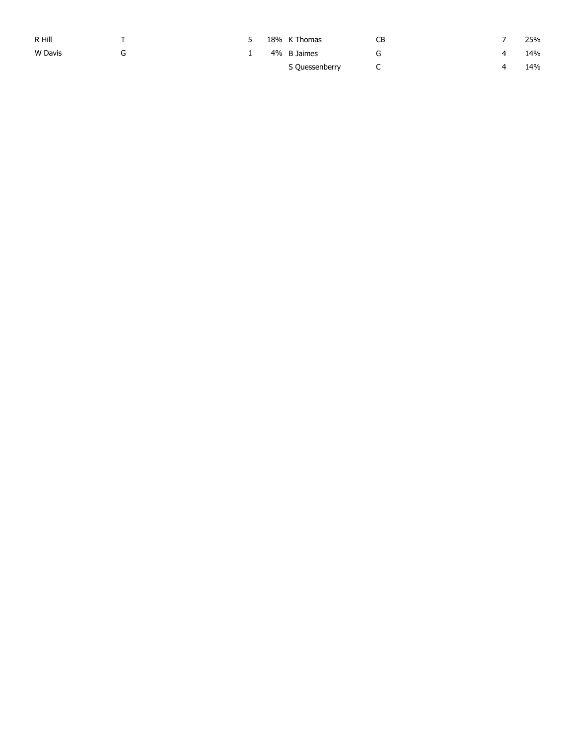| | | | | | | | |
|---|---|---|---|---|---|---|---|
| R Hill | T | 5 | 18% | K Thomas | CB | 7 | 25% |
| W Davis | G | 1 | 4% | B Jaimes | G | 4 | 14% |
| | | | | S Quessenberry | C | 4 | 14% |